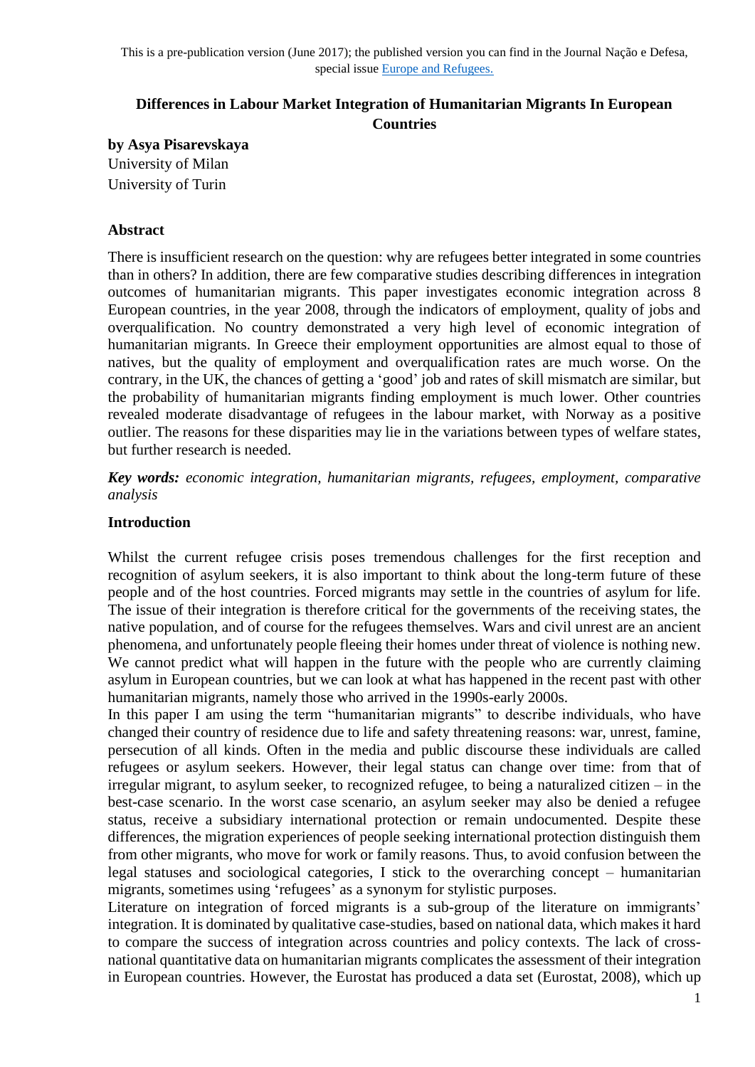This is a pre-publication version (June 2017); the published version you can find in the Journal Nação e Defesa, special issue Europe and Refugees.

# Differences in Labour Market Integration of Humanitarian Migrants In European Countries

**by Asya Pisarevskaya**
University of Milan
University of Turin

## Abstract

There is insufficient research on the question: why are refugees better integrated in some countries than in others? In addition, there are few comparative studies describing differences in integration outcomes of humanitarian migrants. This paper investigates economic integration across 8 European countries, in the year 2008, through the indicators of employment, quality of jobs and overqualification. No country demonstrated a very high level of economic integration of humanitarian migrants. In Greece their employment opportunities are almost equal to those of natives, but the quality of employment and overqualification rates are much worse. On the contrary, in the UK, the chances of getting a 'good' job and rates of skill mismatch are similar, but the probability of humanitarian migrants finding employment is much lower. Other countries revealed moderate disadvantage of refugees in the labour market, with Norway as a positive outlier. The reasons for these disparities may lie in the variations between types of welfare states, but further research is needed.

***Key words:*** *economic integration, humanitarian migrants, refugees, employment, comparative analysis*

## Introduction

Whilst the current refugee crisis poses tremendous challenges for the first reception and recognition of asylum seekers, it is also important to think about the long-term future of these people and of the host countries. Forced migrants may settle in the countries of asylum for life. The issue of their integration is therefore critical for the governments of the receiving states, the native population, and of course for the refugees themselves. Wars and civil unrest are an ancient phenomena, and unfortunately people fleeing their homes under threat of violence is nothing new. We cannot predict what will happen in the future with the people who are currently claiming asylum in European countries, but we can look at what has happened in the recent past with other humanitarian migrants, namely those who arrived in the 1990s-early 2000s.

In this paper I am using the term "humanitarian migrants" to describe individuals, who have changed their country of residence due to life and safety threatening reasons: war, unrest, famine, persecution of all kinds. Often in the media and public discourse these individuals are called refugees or asylum seekers. However, their legal status can change over time: from that of irregular migrant, to asylum seeker, to recognized refugee, to being a naturalized citizen – in the best-case scenario. In the worst case scenario, an asylum seeker may also be denied a refugee status, receive a subsidiary international protection or remain undocumented. Despite these differences, the migration experiences of people seeking international protection distinguish them from other migrants, who move for work or family reasons. Thus, to avoid confusion between the legal statuses and sociological categories, I stick to the overarching concept – humanitarian migrants, sometimes using 'refugees' as a synonym for stylistic purposes.

Literature on integration of forced migrants is a sub-group of the literature on immigrants' integration. It is dominated by qualitative case-studies, based on national data, which makes it hard to compare the success of integration across countries and policy contexts. The lack of cross-national quantitative data on humanitarian migrants complicates the assessment of their integration in European countries. However, the Eurostat has produced a data set (Eurostat, 2008), which up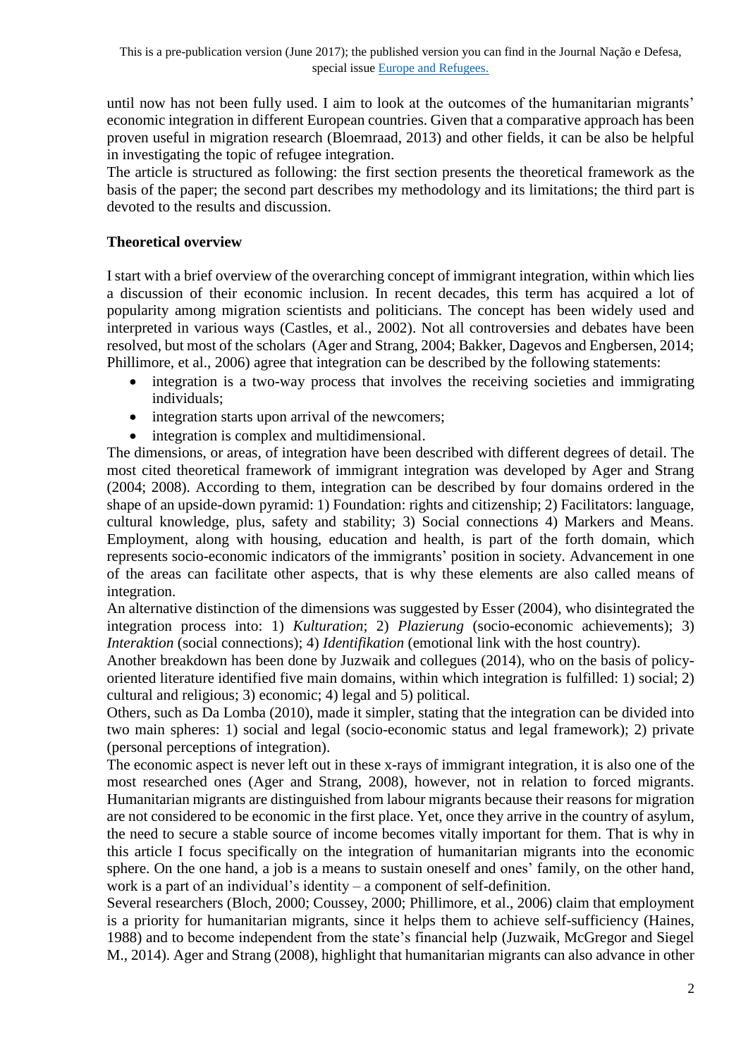until now has not been fully used. I aim to look at the outcomes of the humanitarian migrants' economic integration in different European countries. Given that a comparative approach has been proven useful in migration research (Bloemraad, 2013) and other fields, it can be also be helpful in investigating the topic of refugee integration.

The article is structured as following: the first section presents the theoretical framework as the basis of the paper; the second part describes my methodology and its limitations; the third part is devoted to the results and discussion.

## Theoretical overview

I start with a brief overview of the overarching concept of immigrant integration, within which lies a discussion of their economic inclusion. In recent decades, this term has acquired a lot of popularity among migration scientists and politicians. The concept has been widely used and interpreted in various ways (Castles, et al., 2002). Not all controversies and debates have been resolved, but most of the scholars (Ager and Strang, 2004; Bakker, Dagevos and Engbersen, 2014; Phillimore, et al., 2006) agree that integration can be described by the following statements:

- integration is a two-way process that involves the receiving societies and immigrating individuals;
- integration starts upon arrival of the newcomers;
- integration is complex and multidimensional.

The dimensions, or areas, of integration have been described with different degrees of detail. The most cited theoretical framework of immigrant integration was developed by Ager and Strang (2004; 2008). According to them, integration can be described by four domains ordered in the shape of an upside-down pyramid: 1) Foundation: rights and citizenship; 2) Facilitators: language, cultural knowledge, plus, safety and stability; 3) Social connections 4) Markers and Means. Employment, along with housing, education and health, is part of the forth domain, which represents socio-economic indicators of the immigrants' position in society. Advancement in one of the areas can facilitate other aspects, that is why these elements are also called means of integration.

An alternative distinction of the dimensions was suggested by Esser (2004), who disintegrated the integration process into: 1) *Kulturation*; 2) *Plazierung* (socio-economic achievements); 3) *Interaktion* (social connections); 4) *Identifikation* (emotional link with the host country).

Another breakdown has been done by Juzwaik and collegues (2014), who on the basis of policy-oriented literature identified five main domains, within which integration is fulfilled: 1) social; 2) cultural and religious; 3) economic; 4) legal and 5) political.

Others, such as Da Lomba (2010), made it simpler, stating that the integration can be divided into two main spheres: 1) social and legal (socio-economic status and legal framework); 2) private (personal perceptions of integration).

The economic aspect is never left out in these x-rays of immigrant integration, it is also one of the most researched ones (Ager and Strang, 2008), however, not in relation to forced migrants. Humanitarian migrants are distinguished from labour migrants because their reasons for migration are not considered to be economic in the first place. Yet, once they arrive in the country of asylum, the need to secure a stable source of income becomes vitally important for them. That is why in this article I focus specifically on the integration of humanitarian migrants into the economic sphere. On the one hand, a job is a means to sustain oneself and ones' family, on the other hand, work is a part of an individual's identity – a component of self-definition.

Several researchers (Bloch, 2000; Coussey, 2000; Phillimore, et al., 2006) claim that employment is a priority for humanitarian migrants, since it helps them to achieve self-sufficiency (Haines, 1988) and to become independent from the state's financial help (Juzwaik, McGregor and Siegel M., 2014). Ager and Strang (2008), highlight that humanitarian migrants can also advance in other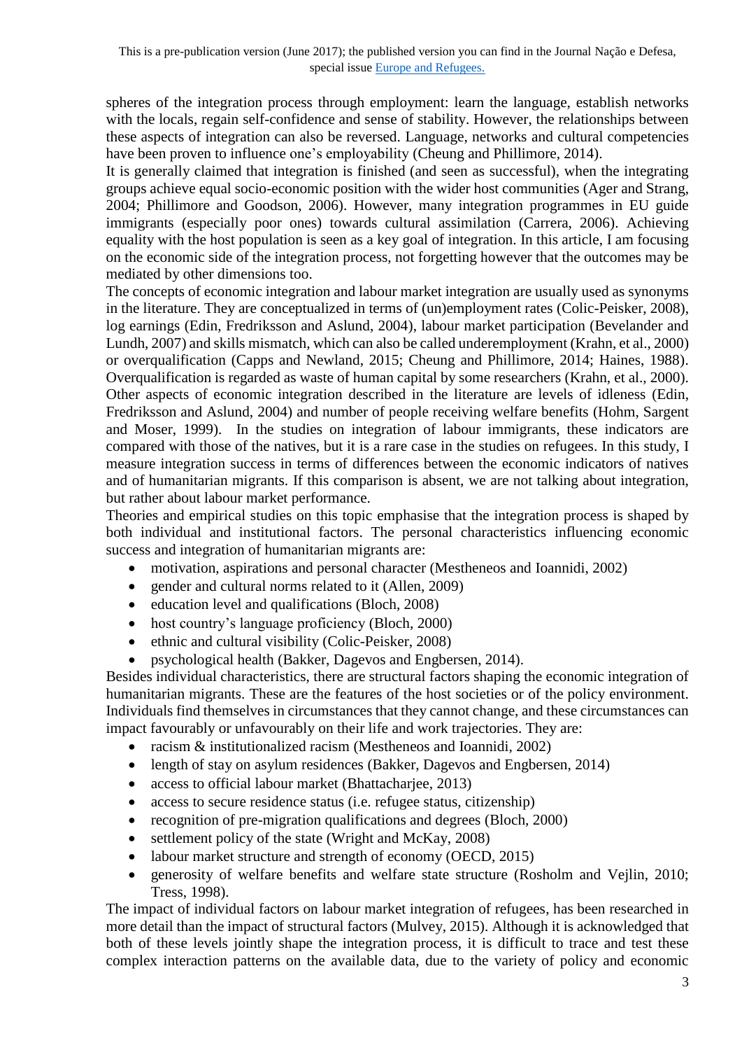spheres of the integration process through employment: learn the language, establish networks with the locals, regain self-confidence and sense of stability. However, the relationships between these aspects of integration can also be reversed. Language, networks and cultural competencies have been proven to influence one's employability (Cheung and Phillimore, 2014).

It is generally claimed that integration is finished (and seen as successful), when the integrating groups achieve equal socio-economic position with the wider host communities (Ager and Strang, 2004; Phillimore and Goodson, 2006). However, many integration programmes in EU guide immigrants (especially poor ones) towards cultural assimilation (Carrera, 2006). Achieving equality with the host population is seen as a key goal of integration. In this article, I am focusing on the economic side of the integration process, not forgetting however that the outcomes may be mediated by other dimensions too.

The concepts of economic integration and labour market integration are usually used as synonyms in the literature. They are conceptualized in terms of (un)employment rates (Colic-Peisker, 2008), log earnings (Edin, Fredriksson and Aslund, 2004), labour market participation (Bevelander and Lundh, 2007) and skills mismatch, which can also be called underemployment (Krahn, et al., 2000) or overqualification (Capps and Newland, 2015; Cheung and Phillimore, 2014; Haines, 1988). Overqualification is regarded as waste of human capital by some researchers (Krahn, et al., 2000). Other aspects of economic integration described in the literature are levels of idleness (Edin, Fredriksson and Aslund, 2004) and number of people receiving welfare benefits (Hohm, Sargent and Moser, 1999). In the studies on integration of labour immigrants, these indicators are compared with those of the natives, but it is a rare case in the studies on refugees. In this study, I measure integration success in terms of differences between the economic indicators of natives and of humanitarian migrants. If this comparison is absent, we are not talking about integration, but rather about labour market performance.

Theories and empirical studies on this topic emphasise that the integration process is shaped by both individual and institutional factors. The personal characteristics influencing economic success and integration of humanitarian migrants are:

- motivation, aspirations and personal character (Mestheneos and Ioannidi, 2002)
- gender and cultural norms related to it (Allen, 2009)
- education level and qualifications (Bloch, 2008)
- host country's language proficiency (Bloch, 2000)
- ethnic and cultural visibility (Colic-Peisker, 2008)
- psychological health (Bakker, Dagevos and Engbersen, 2014).

Besides individual characteristics, there are structural factors shaping the economic integration of humanitarian migrants. These are the features of the host societies or of the policy environment. Individuals find themselves in circumstances that they cannot change, and these circumstances can impact favourably or unfavourably on their life and work trajectories. They are:

- racism & institutionalized racism (Mestheneos and Ioannidi, 2002)
- length of stay on asylum residences (Bakker, Dagevos and Engbersen, 2014)
- access to official labour market (Bhattacharjee, 2013)
- access to secure residence status (i.e. refugee status, citizenship)
- recognition of pre-migration qualifications and degrees (Bloch, 2000)
- settlement policy of the state (Wright and McKay, 2008)
- labour market structure and strength of economy (OECD, 2015)
- generosity of welfare benefits and welfare state structure (Rosholm and Vejlin, 2010; Tress, 1998).

The impact of individual factors on labour market integration of refugees, has been researched in more detail than the impact of structural factors (Mulvey, 2015). Although it is acknowledged that both of these levels jointly shape the integration process, it is difficult to trace and test these complex interaction patterns on the available data, due to the variety of policy and economic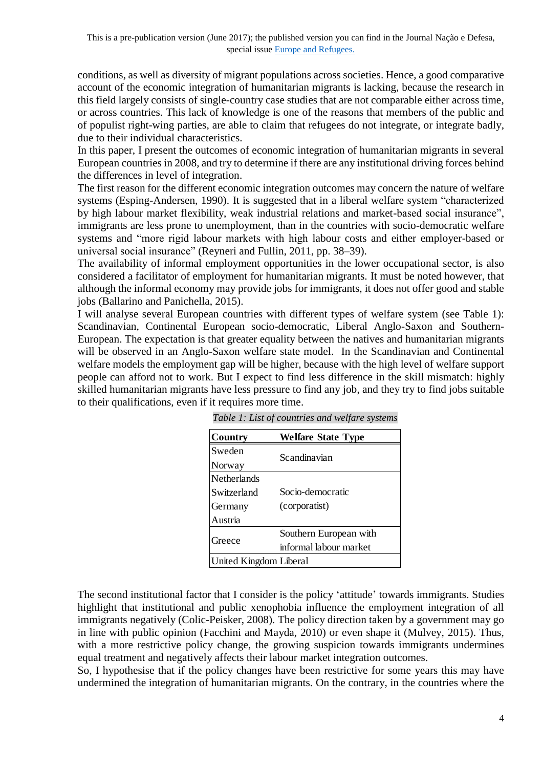conditions, as well as diversity of migrant populations across societies. Hence, a good comparative account of the economic integration of humanitarian migrants is lacking, because the research in this field largely consists of single-country case studies that are not comparable either across time, or across countries. This lack of knowledge is one of the reasons that members of the public and of populist right-wing parties, are able to claim that refugees do not integrate, or integrate badly, due to their individual characteristics.

In this paper, I present the outcomes of economic integration of humanitarian migrants in several European countries in 2008, and try to determine if there are any institutional driving forces behind the differences in level of integration.

The first reason for the different economic integration outcomes may concern the nature of welfare systems (Esping-Andersen, 1990). It is suggested that in a liberal welfare system "characterized by high labour market flexibility, weak industrial relations and market-based social insurance", immigrants are less prone to unemployment, than in the countries with socio-democratic welfare systems and "more rigid labour markets with high labour costs and either employer-based or universal social insurance" (Reyneri and Fullin, 2011, pp. 38–39).

The availability of informal employment opportunities in the lower occupational sector, is also considered a facilitator of employment for humanitarian migrants. It must be noted however, that although the informal economy may provide jobs for immigrants, it does not offer good and stable jobs (Ballarino and Panichella, 2015).

I will analyse several European countries with different types of welfare system (see Table 1): Scandinavian, Continental European socio-democratic, Liberal Anglo-Saxon and Southern-European. The expectation is that greater equality between the natives and humanitarian migrants will be observed in an Anglo-Saxon welfare state model. In the Scandinavian and Continental welfare models the employment gap will be higher, because with the high level of welfare support people can afford not to work. But I expect to find less difference in the skill mismatch: highly skilled humanitarian migrants have less pressure to find any job, and they try to find jobs suitable to their qualifications, even if it requires more time.

*Table 1: List of countries and welfare systems*

| Country | Welfare State Type |
|---|---|
| Sweden | Scandinavian |
| Norway | |
| Netherlands | Socio-democratic (corporatist) |
| Switzerland | |
| Germany | |
| Austria | |
| Greece | Southern European with informal labour market |
| United Kingdom | Liberal |

The second institutional factor that I consider is the policy 'attitude' towards immigrants. Studies highlight that institutional and public xenophobia influence the employment integration of all immigrants negatively (Colic-Peisker, 2008). The policy direction taken by a government may go in line with public opinion (Facchini and Mayda, 2010) or even shape it (Mulvey, 2015). Thus, with a more restrictive policy change, the growing suspicion towards immigrants undermines equal treatment and negatively affects their labour market integration outcomes.

So, I hypothesise that if the policy changes have been restrictive for some years this may have undermined the integration of humanitarian migrants. On the contrary, in the countries where the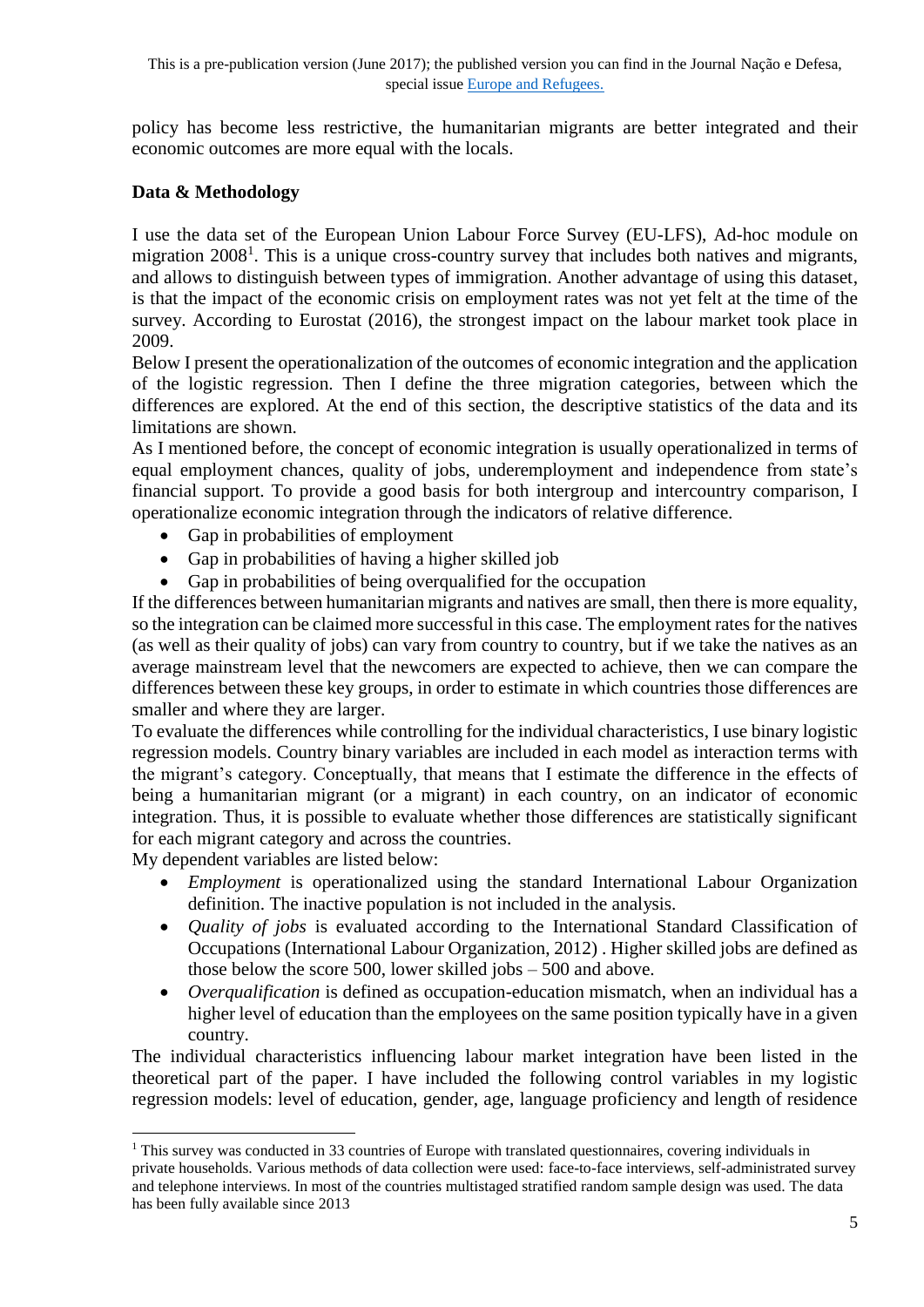policy has become less restrictive, the humanitarian migrants are better integrated and their economic outcomes are more equal with the locals.

**Data & Methodology**

I use the data set of the European Union Labour Force Survey (EU-LFS), Ad-hoc module on migration 2008[1]. This is a unique cross-country survey that includes both natives and migrants, and allows to distinguish between types of immigration. Another advantage of using this dataset, is that the impact of the economic crisis on employment rates was not yet felt at the time of the survey. According to Eurostat (2016), the strongest impact on the labour market took place in 2009.

Below I present the operationalization of the outcomes of economic integration and the application of the logistic regression. Then I define the three migration categories, between which the differences are explored. At the end of this section, the descriptive statistics of the data and its limitations are shown.

As I mentioned before, the concept of economic integration is usually operationalized in terms of equal employment chances, quality of jobs, underemployment and independence from state's financial support. To provide a good basis for both intergroup and intercountry comparison, I operationalize economic integration through the indicators of relative difference.

- Gap in probabilities of employment
- Gap in probabilities of having a higher skilled job
- Gap in probabilities of being overqualified for the occupation

If the differences between humanitarian migrants and natives are small, then there is more equality, so the integration can be claimed more successful in this case. The employment rates for the natives (as well as their quality of jobs) can vary from country to country, but if we take the natives as an average mainstream level that the newcomers are expected to achieve, then we can compare the differences between these key groups, in order to estimate in which countries those differences are smaller and where they are larger.

To evaluate the differences while controlling for the individual characteristics, I use binary logistic regression models. Country binary variables are included in each model as interaction terms with the migrant's category. Conceptually, that means that I estimate the difference in the effects of being a humanitarian migrant (or a migrant) in each country, on an indicator of economic integration. Thus, it is possible to evaluate whether those differences are statistically significant for each migrant category and across the countries.

My dependent variables are listed below:

- *Employment* is operationalized using the standard International Labour Organization definition. The inactive population is not included in the analysis.
- *Quality of jobs* is evaluated according to the International Standard Classification of Occupations (International Labour Organization, 2012) . Higher skilled jobs are defined as those below the score 500, lower skilled jobs – 500 and above.
- *Overqualification* is defined as occupation-education mismatch, when an individual has a higher level of education than the employees on the same position typically have in a given country.

The individual characteristics influencing labour market integration have been listed in the theoretical part of the paper. I have included the following control variables in my logistic regression models: level of education, gender, age, language proficiency and length of residence

[1] This survey was conducted in 33 countries of Europe with translated questionnaires, covering individuals in private households. Various methods of data collection were used: face-to-face interviews, self-administrated survey and telephone interviews. In most of the countries multistaged stratified random sample design was used. The data has been fully available since 2013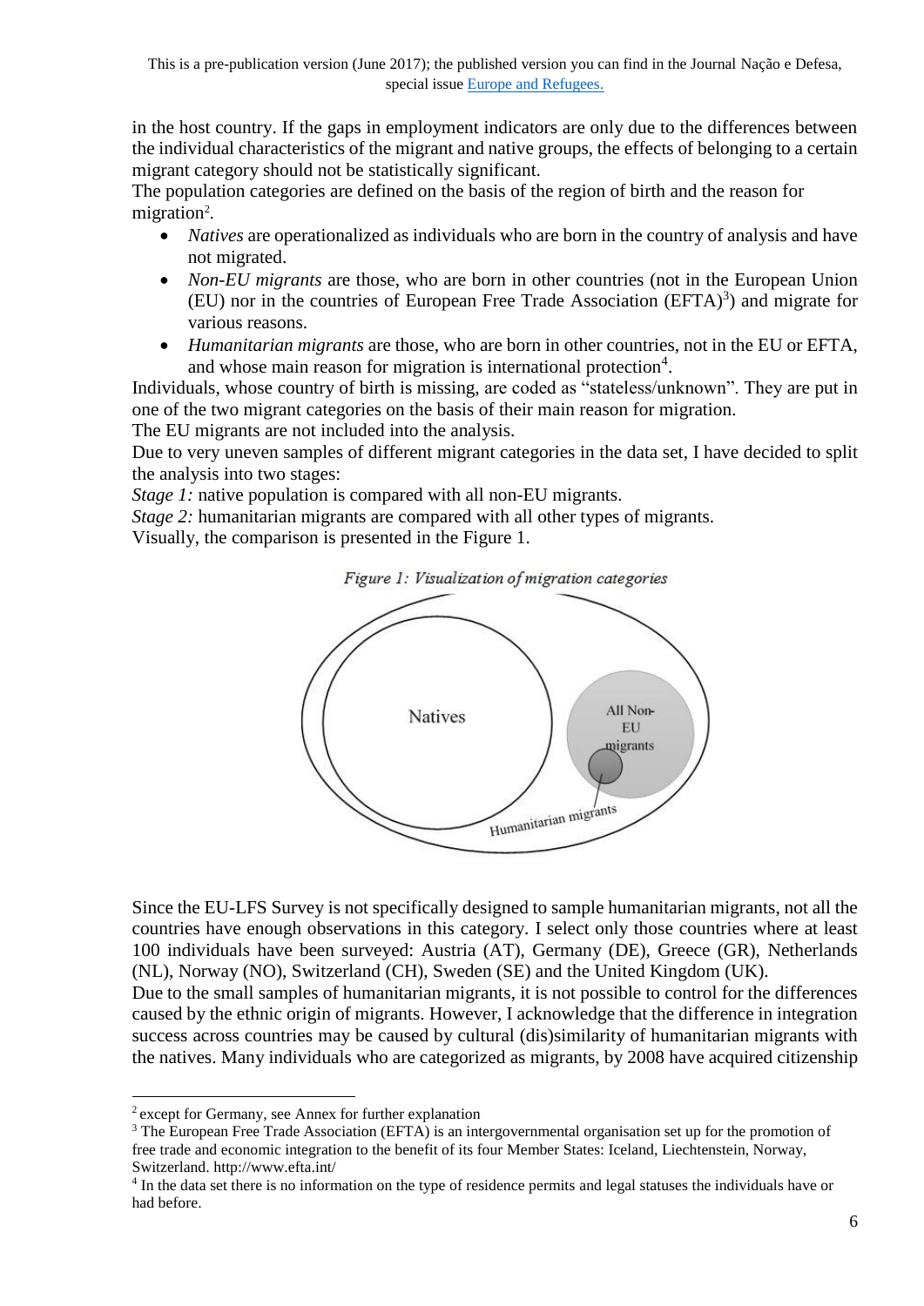in the host country. If the gaps in employment indicators are only due to the differences between the individual characteristics of the migrant and native groups, the effects of belonging to a certain migrant category should not be statistically significant.

The population categories are defined on the basis of the region of birth and the reason for migration[2].

- *Natives* are operationalized as individuals who are born in the country of analysis and have not migrated.
- *Non-EU migrants* are those, who are born in other countries (not in the European Union (EU) nor in the countries of European Free Trade Association (EFTA)[3]) and migrate for various reasons.
- *Humanitarian migrants* are those, who are born in other countries, not in the EU or EFTA, and whose main reason for migration is international protection[4].

Individuals, whose country of birth is missing, are coded as "stateless/unknown". They are put in one of the two migrant categories on the basis of their main reason for migration.

The EU migrants are not included into the analysis.

Due to very uneven samples of different migrant categories in the data set, I have decided to split the analysis into two stages:

*Stage 1:* native population is compared with all non-EU migrants.

*Stage 2:* humanitarian migrants are compared with all other types of migrants.

Visually, the comparison is presented in the Figure 1.

*Figure 1: Visualization of migration categories*

Since the EU-LFS Survey is not specifically designed to sample humanitarian migrants, not all the countries have enough observations in this category. I select only those countries where at least 100 individuals have been surveyed: Austria (AT), Germany (DE), Greece (GR), Netherlands (NL), Norway (NO), Switzerland (CH), Sweden (SE) and the United Kingdom (UK).

Due to the small samples of humanitarian migrants, it is not possible to control for the differences caused by the ethnic origin of migrants. However, I acknowledge that the difference in integration success across countries may be caused by cultural (dis)similarity of humanitarian migrants with the natives. Many individuals who are categorized as migrants, by 2008 have acquired citizenship

[2] except for Germany, see Annex for further explanation

[3] The European Free Trade Association (EFTA) is an intergovernmental organisation set up for the promotion of free trade and economic integration to the benefit of its four Member States: Iceland, Liechtenstein, Norway, Switzerland. http://www.efta.int/

[4] In the data set there is no information on the type of residence permits and legal statuses the individuals have or had before.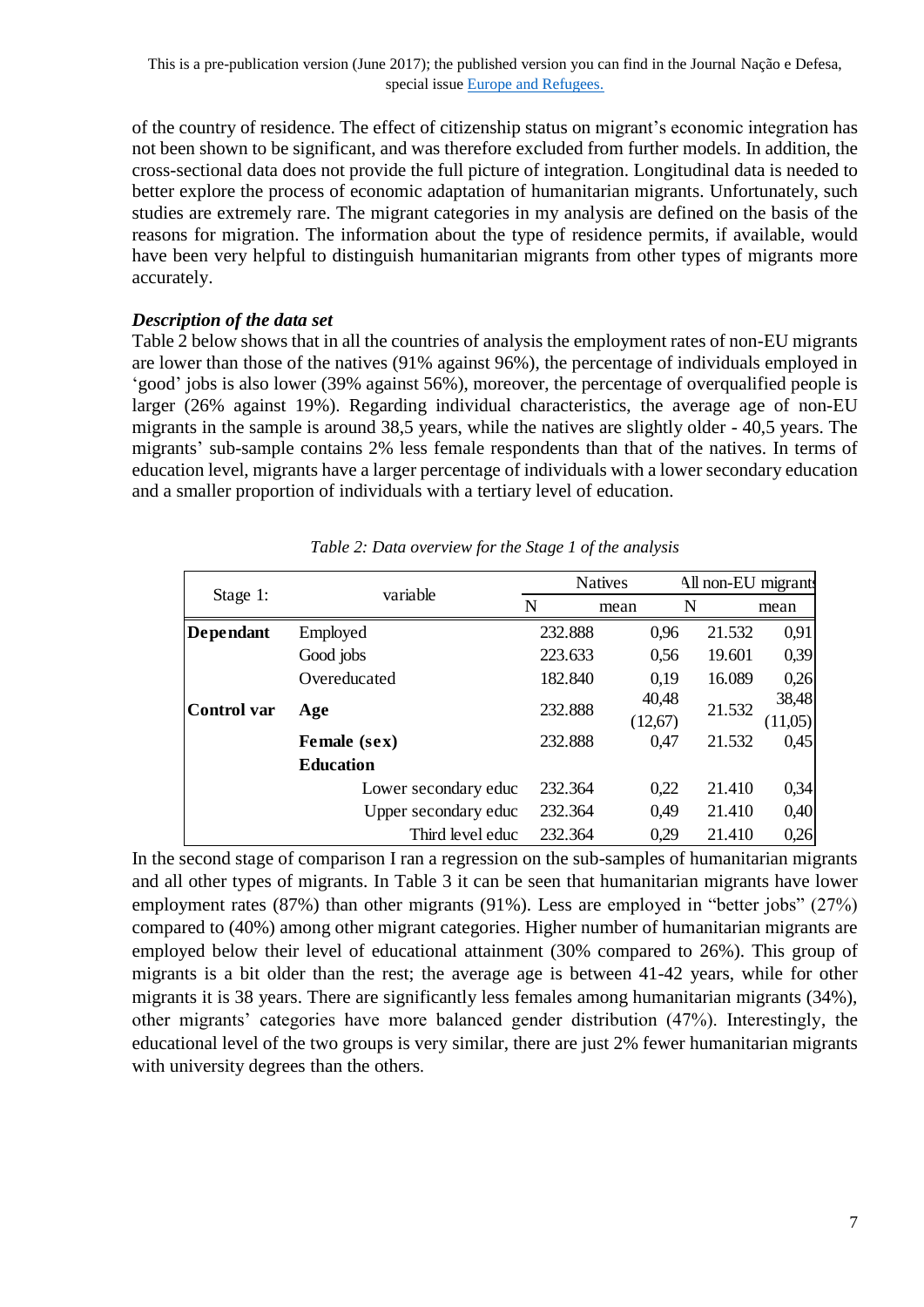of the country of residence. The effect of citizenship status on migrant's economic integration has not been shown to be significant, and was therefore excluded from further models. In addition, the cross-sectional data does not provide the full picture of integration. Longitudinal data is needed to better explore the process of economic adaptation of humanitarian migrants. Unfortunately, such studies are extremely rare. The migrant categories in my analysis are defined on the basis of the reasons for migration. The information about the type of residence permits, if available, would have been very helpful to distinguish humanitarian migrants from other types of migrants more accurately.

### *Description of the data set*

Table 2 below shows that in all the countries of analysis the employment rates of non-EU migrants are lower than those of the natives (91% against 96%), the percentage of individuals employed in 'good' jobs is also lower (39% against 56%), moreover, the percentage of overqualified people is larger (26% against 19%). Regarding individual characteristics, the average age of non-EU migrants in the sample is around 38,5 years, while the natives are slightly older - 40,5 years. The migrants' sub-sample contains 2% less female respondents than that of the natives. In terms of education level, migrants have a larger percentage of individuals with a lower secondary education and a smaller proportion of individuals with a tertiary level of education.

*Table 2: Data overview for the Stage 1 of the analysis*

| Stage 1: | variable | Natives | | All non-EU migrants | |
|---|---|---|---|---|---|
| | | N | mean | N | mean |
| **Dependant** | Employed | 232.888 | 0,96 | 21.532 | 0,91 |
| | Good jobs | 223.633 | 0,56 | 19.601 | 0,39 |
| | Overeducated | 182.840 | 0,19 | 16.089 | 0,26 |
| **Control var** | **Age** | 232.888 | 40,48 (12,67) | 21.532 | 38,48 (11,05) |
| | **Female (sex)** | 232.888 | 0,47 | 21.532 | 0,45 |
| | **Education** | | | | |
| | Lower secondary educ | 232.364 | 0,22 | 21.410 | 0,34 |
| | Upper secondary educ | 232.364 | 0,49 | 21.410 | 0,40 |
| | Third level educ | 232.364 | 0,29 | 21.410 | 0,26 |

In the second stage of comparison I ran a regression on the sub-samples of humanitarian migrants and all other types of migrants. In Table 3 it can be seen that humanitarian migrants have lower employment rates (87%) than other migrants (91%). Less are employed in "better jobs" (27%) compared to (40%) among other migrant categories. Higher number of humanitarian migrants are employed below their level of educational attainment (30% compared to 26%). This group of migrants is a bit older than the rest; the average age is between 41-42 years, while for other migrants it is 38 years. There are significantly less females among humanitarian migrants (34%), other migrants' categories have more balanced gender distribution (47%). Interestingly, the educational level of the two groups is very similar, there are just 2% fewer humanitarian migrants with university degrees than the others.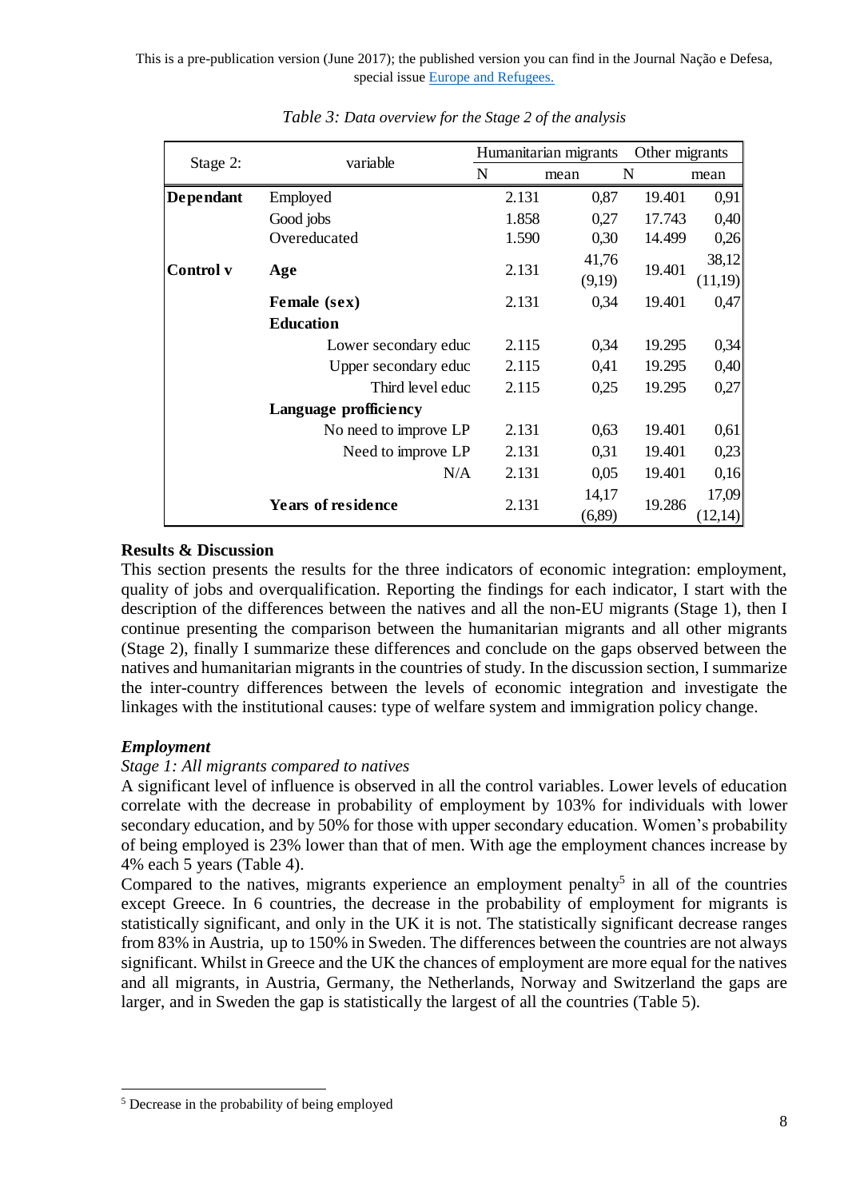*Table 3: Data overview for the Stage 2 of the analysis*

| Stage 2: | variable | Humanitarian migrants | | Other migrants | |
|---|---|---|---|---|---|
| | | N | mean | N | mean |
| **Dependant** | Employed | 2.131 | 0,87 | 19.401 | 0,91 |
| | Good jobs | 1.858 | 0,27 | 17.743 | 0,40 |
| | Overeducated | 1.590 | 0,30 | 14.499 | 0,26 |
| **Control v** | **Age** | 2.131 | 41,76 (9,19) | 19.401 | 38,12 (11,19) |
| | **Female (sex)** | 2.131 | 0,34 | 19.401 | 0,47 |
| | **Education** | | | | |
| | Lower secondary educ | 2.115 | 0,34 | 19.295 | 0,34 |
| | Upper secondary educ | 2.115 | 0,41 | 19.295 | 0,40 |
| | Third level educ | 2.115 | 0,25 | 19.295 | 0,27 |
| | **Language profficiency** | | | | |
| | No need to improve LP | 2.131 | 0,63 | 19.401 | 0,61 |
| | Need to improve LP | 2.131 | 0,31 | 19.401 | 0,23 |
| | N/A | 2.131 | 0,05 | 19.401 | 0,16 |
| | **Years of residence** | 2.131 | 14,17 (6,89) | 19.286 | 17,09 (12,14) |

## Results & Discussion

This section presents the results for the three indicators of economic integration: employment, quality of jobs and overqualification. Reporting the findings for each indicator, I start with the description of the differences between the natives and all the non-EU migrants (Stage 1), then I continue presenting the comparison between the humanitarian migrants and all other migrants (Stage 2), finally I summarize these differences and conclude on the gaps observed between the natives and humanitarian migrants in the countries of study. In the discussion section, I summarize the inter-country differences between the levels of economic integration and investigate the linkages with the institutional causes: type of welfare system and immigration policy change.

### *Employment*

*Stage 1: All migrants compared to natives*

A significant level of influence is observed in all the control variables. Lower levels of education correlate with the decrease in probability of employment by 103% for individuals with lower secondary education, and by 50% for those with upper secondary education. Women's probability of being employed is 23% lower than that of men. With age the employment chances increase by 4% each 5 years (Table 4).

Compared to the natives, migrants experience an employment penalty[5] in all of the countries except Greece. In 6 countries, the decrease in the probability of employment for migrants is statistically significant, and only in the UK it is not. The statistically significant decrease ranges from 83% in Austria, up to 150% in Sweden. The differences between the countries are not always significant. Whilst in Greece and the UK the chances of employment are more equal for the natives and all migrants, in Austria, Germany, the Netherlands, Norway and Switzerland the gaps are larger, and in Sweden the gap is statistically the largest of all the countries (Table 5).

[5] Decrease in the probability of being employed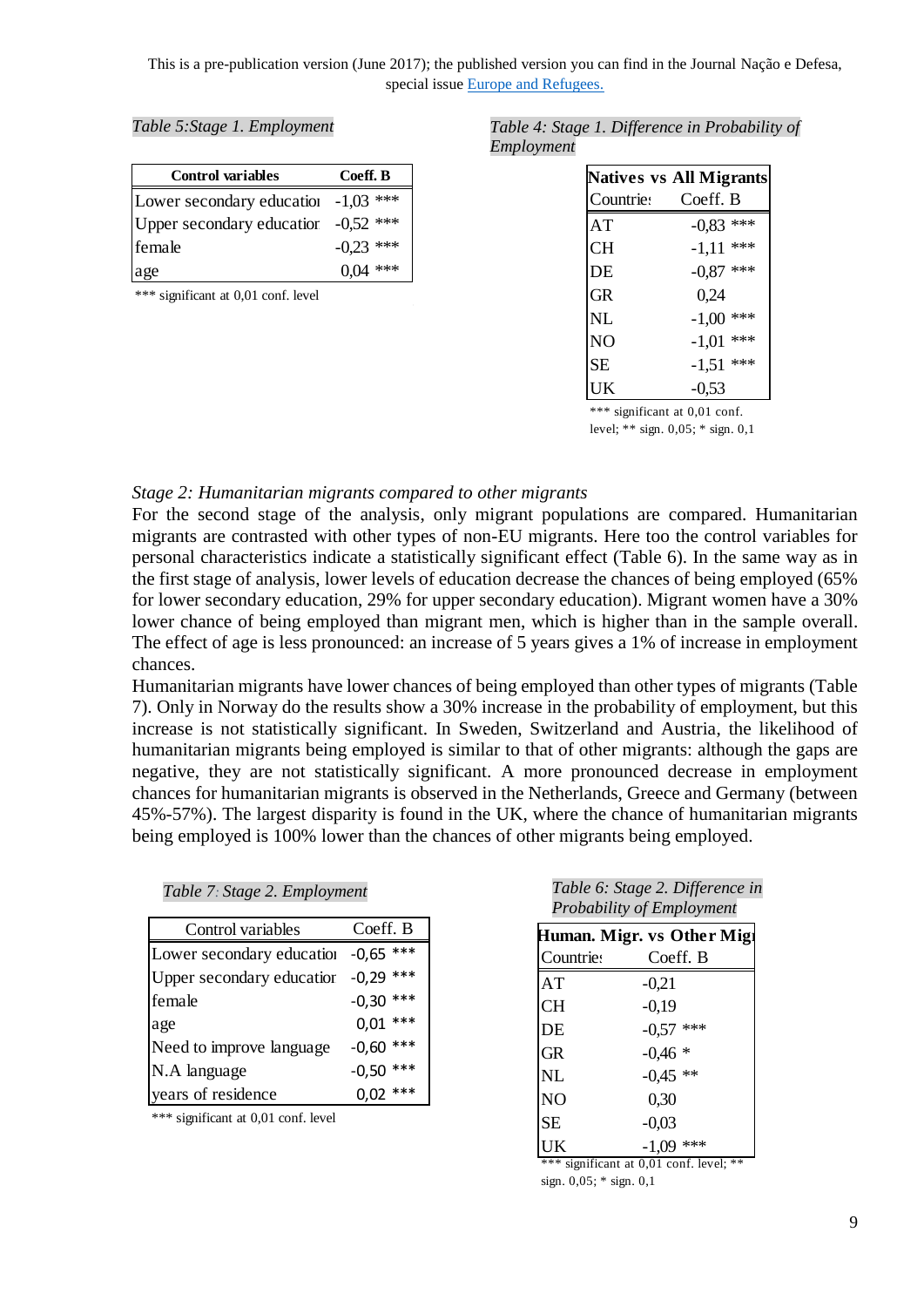This is a pre-publication version (June 2017); the published version you can find in the Journal Nação e Defesa, special issue [Europe and Refugees.](#)

*Table 5:Stage 1. Employment*

| Control variables | Coeff. B |
|---|---|
| Lower secondary educatioi | -1,03 *** |
| Upper secondary educatior | -0,52 *** |
| female | -0,23 *** |
| age | 0,04 *** |

*** significant at 0,01 conf. level

*Table 4: Stage 1. Difference in Probability of Employment*

| Natives vs All Migrants | |
|---|---|
| Countrie: | Coeff. B |
| AT | -0,83 *** |
| CH | -1,11 *** |
| DE | -0,87 *** |
| GR | 0,24 |
| NL | -1,00 *** |
| NO | -1,01 *** |
| SE | -1,51 *** |
| UK | -0,53 |

*** significant at 0,01 conf. level; ** sign. 0,05; * sign. 0,1

*Stage 2: Humanitarian migrants compared to other migrants*

For the second stage of the analysis, only migrant populations are compared. Humanitarian migrants are contrasted with other types of non-EU migrants. Here too the control variables for personal characteristics indicate a statistically significant effect (Table 6). In the same way as in the first stage of analysis, lower levels of education decrease the chances of being employed (65% for lower secondary education, 29% for upper secondary education). Migrant women have a 30% lower chance of being employed than migrant men, which is higher than in the sample overall. The effect of age is less pronounced: an increase of 5 years gives a 1% of increase in employment chances.

Humanitarian migrants have lower chances of being employed than other types of migrants (Table 7). Only in Norway do the results show a 30% increase in the probability of employment, but this increase is not statistically significant. In Sweden, Switzerland and Austria, the likelihood of humanitarian migrants being employed is similar to that of other migrants: although the gaps are negative, they are not statistically significant. A more pronounced decrease in employment chances for humanitarian migrants is observed in the Netherlands, Greece and Germany (between 45%-57%). The largest disparity is found in the UK, where the chance of humanitarian migrants being employed is 100% lower than the chances of other migrants being employed.

*Table 7: Stage 2. Employment*

| Control variables | Coeff. B |
|---|---|
| Lower secondary educatioi | -0,65 *** |
| Upper secondary educatior | -0,29 *** |
| female | -0,30 *** |
| age | 0,01 *** |
| Need to improve language | -0,60 *** |
| N.A language | -0,50 *** |
| years of residence | 0,02 *** |

*** significant at 0,01 conf. level

*Table 6: Stage 2. Difference in Probability of Employment*

| Human. Migr. vs Other Migi | |
|---|---|
| Countrie: | Coeff. B |
| AT | -0,21 |
| CH | -0,19 |
| DE | -0,57 *** |
| GR | -0,46 * |
| NL | -0,45 ** |
| NO | 0,30 |
| SE | -0,03 |
| UK | -1,09 *** |

*** significant at 0,01 conf. level; ** sign. 0,05; * sign. 0,1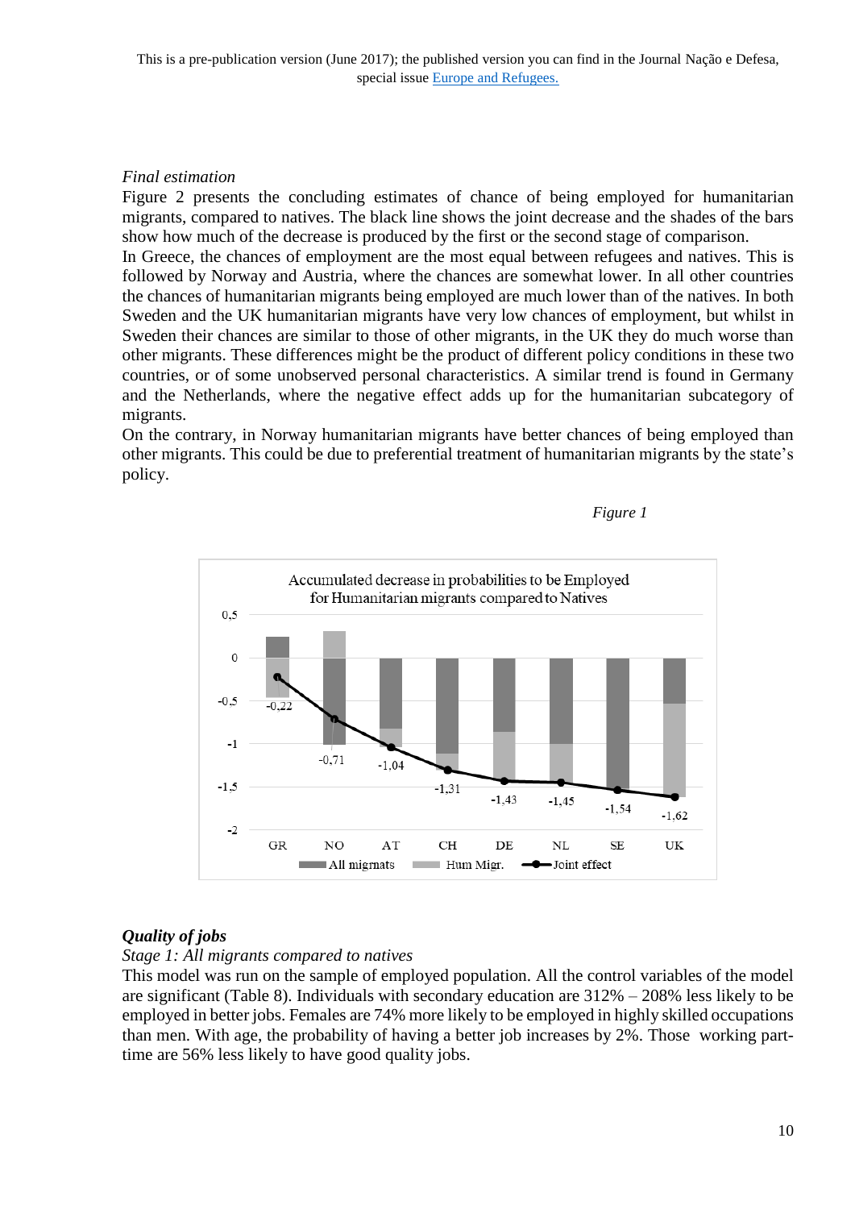*Final estimation*

Figure 2 presents the concluding estimates of chance of being employed for humanitarian migrants, compared to natives. The black line shows the joint decrease and the shades of the bars show how much of the decrease is produced by the first or the second stage of comparison.

In Greece, the chances of employment are the most equal between refugees and natives. This is followed by Norway and Austria, where the chances are somewhat lower. In all other countries the chances of humanitarian migrants being employed are much lower than of the natives. In both Sweden and the UK humanitarian migrants have very low chances of employment, but whilst in Sweden their chances are similar to those of other migrants, in the UK they do much worse than other migrants. These differences might be the product of different policy conditions in these two countries, or of some unobserved personal characteristics. A similar trend is found in Germany and the Netherlands, where the negative effect adds up for the humanitarian subcategory of migrants.

On the contrary, in Norway humanitarian migrants have better chances of being employed than other migrants. This could be due to preferential treatment of humanitarian migrants by the state's policy.

*Figure 1*

## *Quality of jobs*

*Stage 1: All migrants compared to natives*

This model was run on the sample of employed population. All the control variables of the model are significant (Table 8). Individuals with secondary education are 312% – 208% less likely to be employed in better jobs. Females are 74% more likely to be employed in highly skilled occupations than men. With age, the probability of having a better job increases by 2%. Those working part-time are 56% less likely to have good quality jobs.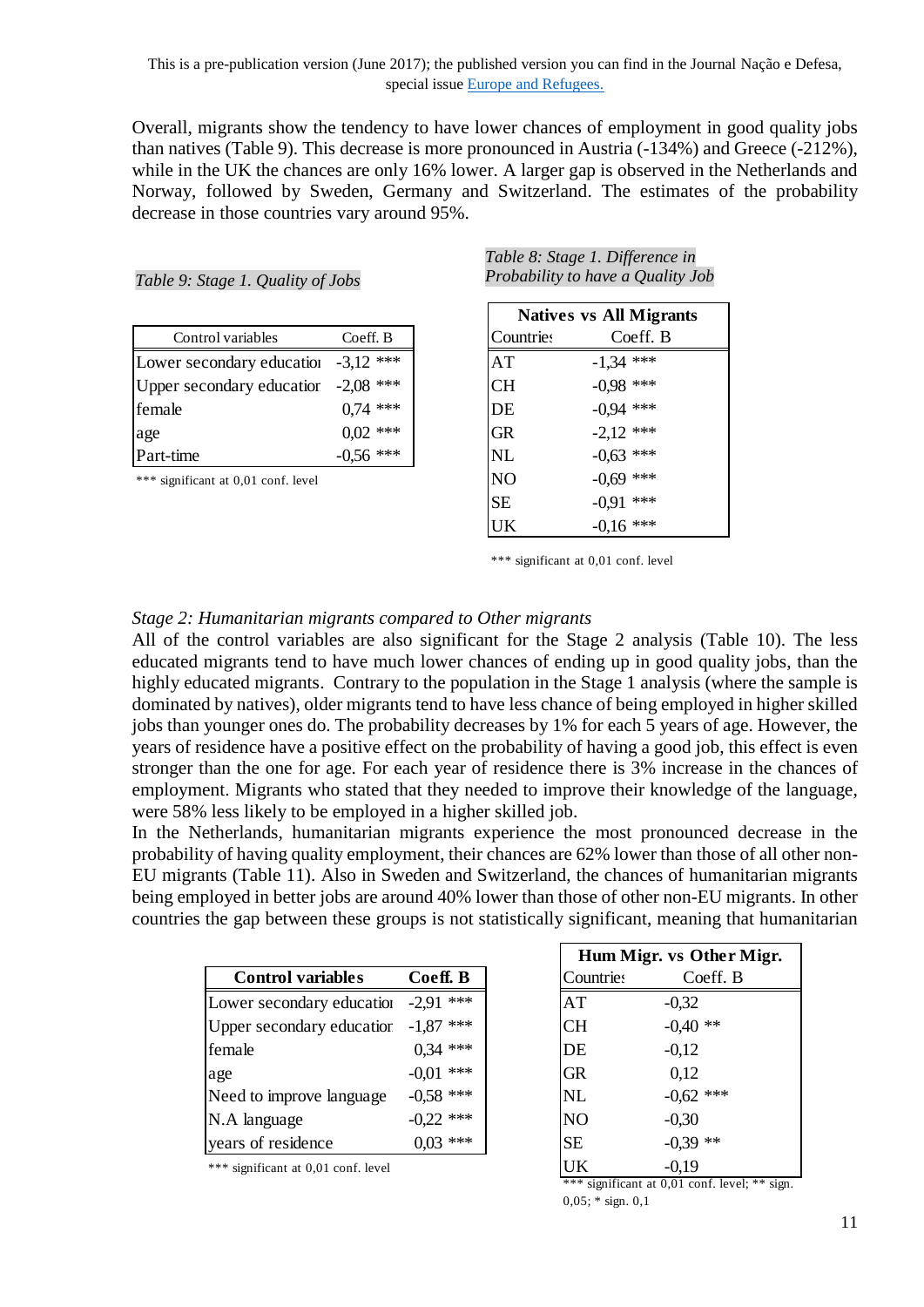This is a pre-publication version (June 2017); the published version you can find in the Journal Nação e Defesa, special issue Europe and Refugees.

Overall, migrants show the tendency to have lower chances of employment in good quality jobs than natives (Table 9). This decrease is more pronounced in Austria (-134%) and Greece (-212%), while in the UK the chances are only 16% lower. A larger gap is observed in the Netherlands and Norway, followed by Sweden, Germany and Switzerland. The estimates of the probability decrease in those countries vary around 95%.

*Table 9: Stage 1. Quality of Jobs*

| Control variables | Coeff. B |
|---|---|
| Lower secondary education | -3,12 *** |
| Upper secondary education | -2,08 *** |
| female | 0,74 *** |
| age | 0,02 *** |
| Part-time | -0,56 *** |

*** significant at 0,01 conf. level

*Table 8: Stage 1. Difference in Probability to have a Quality Job*

| Natives vs All Migrants | |
|---|---|
| Countries | Coeff. B |
| AT | -1,34 *** |
| CH | -0,98 *** |
| DE | -0,94 *** |
| GR | -2,12 *** |
| NL | -0,63 *** |
| NO | -0,69 *** |
| SE | -0,91 *** |
| UK | -0,16 *** |

*** significant at 0,01 conf. level

*Stage 2: Humanitarian migrants compared to Other migrants*

All of the control variables are also significant for the Stage 2 analysis (Table 10). The less educated migrants tend to have much lower chances of ending up in good quality jobs, than the highly educated migrants. Contrary to the population in the Stage 1 analysis (where the sample is dominated by natives), older migrants tend to have less chance of being employed in higher skilled jobs than younger ones do. The probability decreases by 1% for each 5 years of age. However, the years of residence have a positive effect on the probability of having a good job, this effect is even stronger than the one for age. For each year of residence there is 3% increase in the chances of employment. Migrants who stated that they needed to improve their knowledge of the language, were 58% less likely to be employed in a higher skilled job.

In the Netherlands, humanitarian migrants experience the most pronounced decrease in the probability of having quality employment, their chances are 62% lower than those of all other non-EU migrants (Table 11). Also in Sweden and Switzerland, the chances of humanitarian migrants being employed in better jobs are around 40% lower than those of other non-EU migrants. In other countries the gap between these groups is not statistically significant, meaning that humanitarian

| **Control variables** | **Coeff. B** |
|---|---|
| Lower secondary education | -2,91 *** |
| Upper secondary education | -1,87 *** |
| female | 0,34 *** |
| age | -0,01 *** |
| Need to improve language | -0,58 *** |
| N.A language | -0,22 *** |
| years of residence | 0,03 *** |

*** significant at 0,01 conf. level

| Hum Migr. vs Other Migr. | |
|---|---|
| Countries | Coeff. B |
| AT | -0,32 |
| CH | -0,40 ** |
| DE | -0,12 |
| GR | 0,12 |
| NL | -0,62 *** |
| NO | -0,30 |
| SE | -0,39 ** |
| UK | -0,19 |

*** significant at 0,01 conf. level; ** sign. 0,05; * sign. 0,1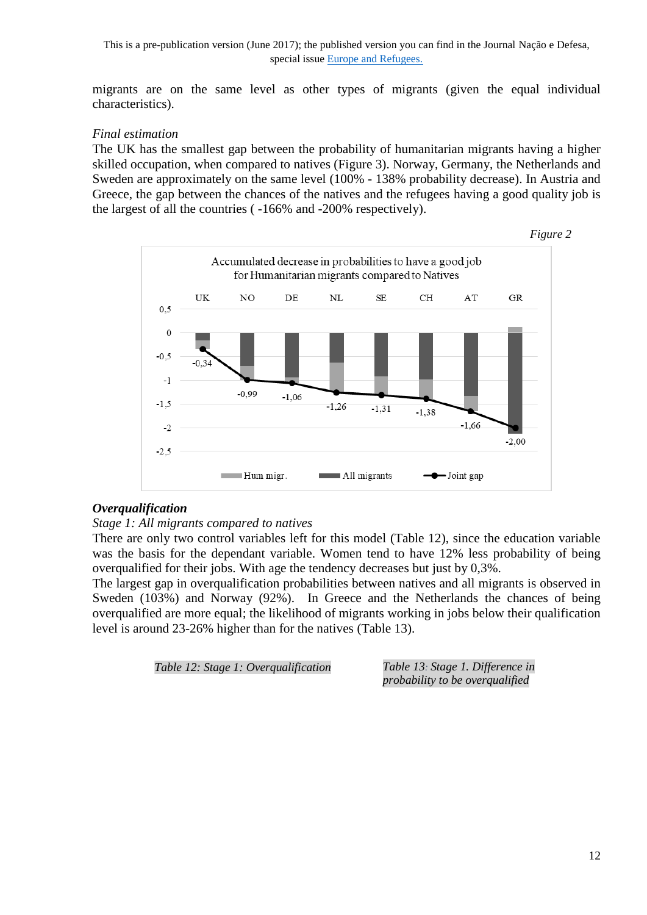migrants are on the same level as other types of migrants (given the equal individual characteristics).

*Final estimation*

The UK has the smallest gap between the probability of humanitarian migrants having a higher skilled occupation, when compared to natives (Figure 3). Norway, Germany, the Netherlands and Sweden are approximately on the same level (100% - 138% probability decrease). In Austria and Greece, the gap between the chances of the natives and the refugees having a good quality job is the largest of all the countries ( -166% and -200% respectively).

*Figure 2*

### ***Overqualification***

*Stage 1: All migrants compared to natives*

There are only two control variables left for this model (Table 12), since the education variable was the basis for the dependant variable. Women tend to have 12% less probability of being overqualified for their jobs. With age the tendency decreases but just by 0,3%.

The largest gap in overqualification probabilities between natives and all migrants is observed in Sweden (103%) and Norway (92%). In Greece and the Netherlands the chances of being overqualified are more equal; the likelihood of migrants working in jobs below their qualification level is around 23-26% higher than for the natives (Table 13).

*Table 12: Stage 1: Overqualification*

*Table 13: Stage 1. Difference in probability to be overqualified*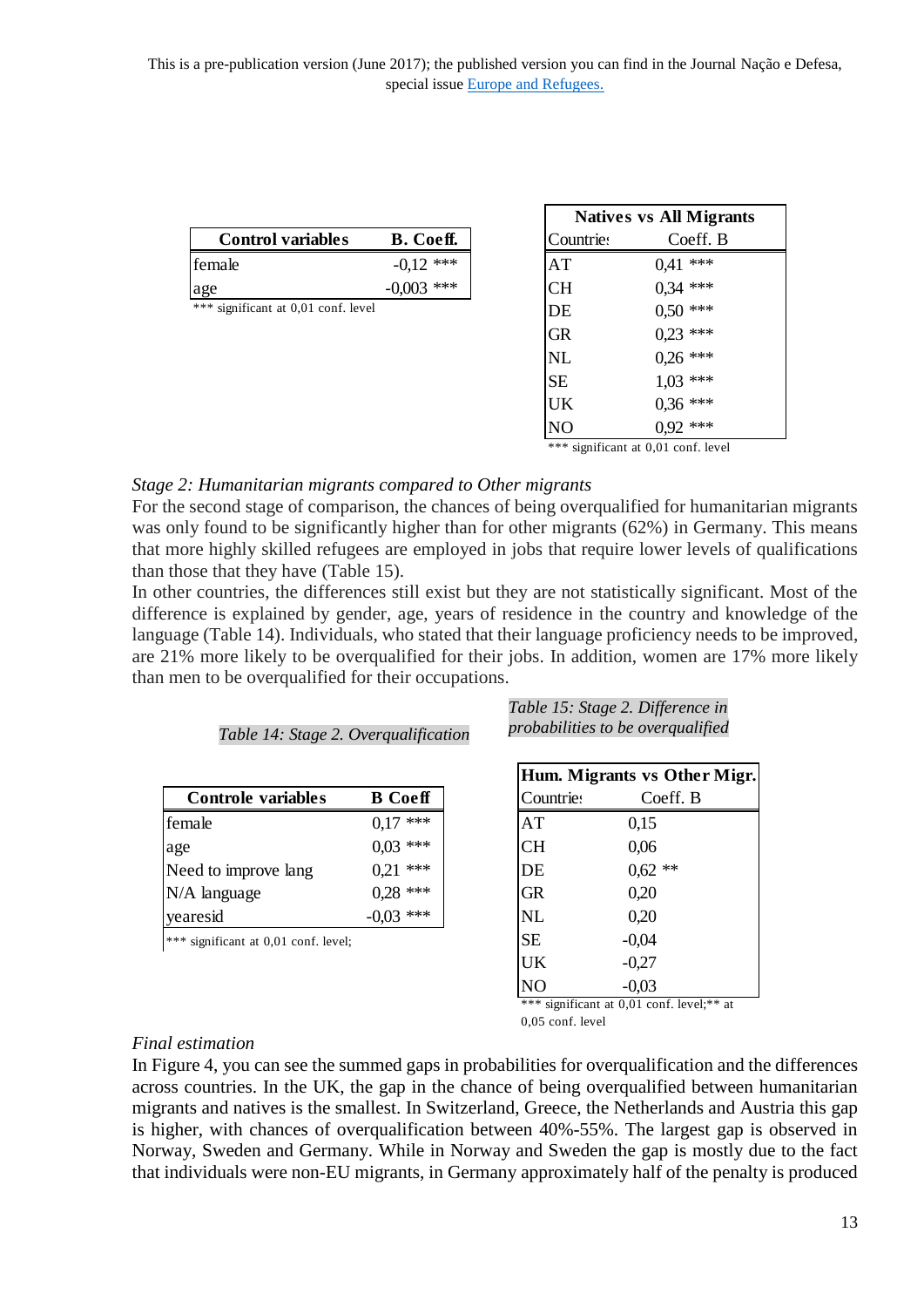This is a pre-publication version (June 2017); the published version you can find in the Journal Nação e Defesa, special issue Europe and Refugees.

| Control variables | B. Coeff. |
|---|---|
| female | -0,12 *** |
| age | -0,003 *** |

*** significant at 0,01 conf. level

| Natives vs All Migrants | |
|---|---|
| Countries | Coeff. B |
| AT | 0,41 *** |
| CH | 0,34 *** |
| DE | 0,50 *** |
| GR | 0,23 *** |
| NL | 0,26 *** |
| SE | 1,03 *** |
| UK | 0,36 *** |
| NO | 0,92 *** |

*** significant at 0,01 conf. level

*Stage 2: Humanitarian migrants compared to Other migrants*

For the second stage of comparison, the chances of being overqualified for humanitarian migrants was only found to be significantly higher than for other migrants (62%) in Germany. This means that more highly skilled refugees are employed in jobs that require lower levels of qualifications than those that they have (Table 15).

In other countries, the differences still exist but they are not statistically significant. Most of the difference is explained by gender, age, years of residence in the country and knowledge of the language (Table 14). Individuals, who stated that their language proficiency needs to be improved, are 21% more likely to be overqualified for their jobs. In addition, women are 17% more likely than men to be overqualified for their occupations.

*Table 14: Stage 2. Overqualification*

| Controle variables | B Coeff |
|---|---|
| female | 0,17 *** |
| age | 0,03 *** |
| Need to improve lang | 0,21 *** |
| N/A language | 0,28 *** |
| yearesid | -0,03 *** |

*** significant at 0,01 conf. level;

*Table 15: Stage 2. Difference in probabilities to be overqualified*

| Hum. Migrants vs Other Migr. | |
|---|---|
| Countries | Coeff. B |
| AT | 0,15 |
| CH | 0,06 |
| DE | 0,62 ** |
| GR | 0,20 |
| NL | 0,20 |
| SE | -0,04 |
| UK | -0,27 |
| NO | -0,03 |

*** significant at 0,01 conf. level;** at 0,05 conf. level

*Final estimation*

In Figure 4, you can see the summed gaps in probabilities for overqualification and the differences across countries. In the UK, the gap in the chance of being overqualified between humanitarian migrants and natives is the smallest. In Switzerland, Greece, the Netherlands and Austria this gap is higher, with chances of overqualification between 40%-55%. The largest gap is observed in Norway, Sweden and Germany. While in Norway and Sweden the gap is mostly due to the fact that individuals were non-EU migrants, in Germany approximately half of the penalty is produced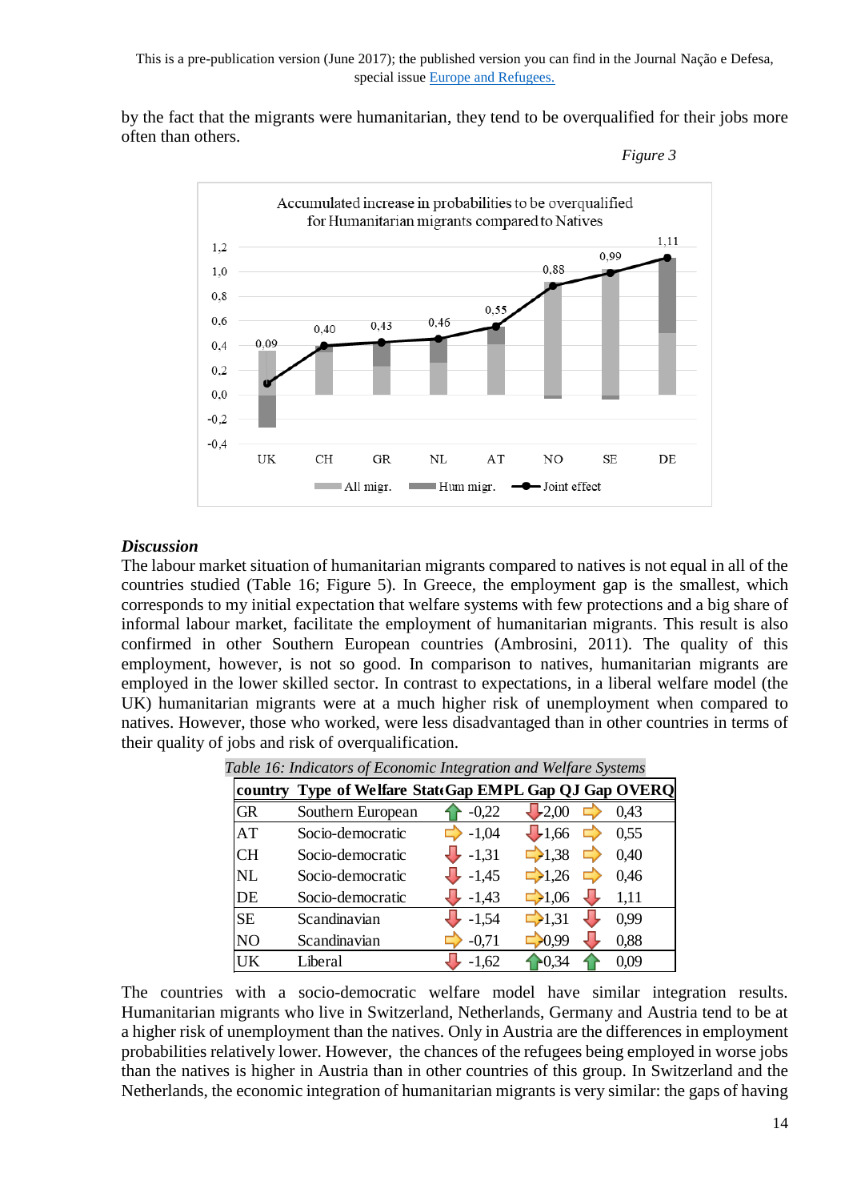by the fact that the migrants were humanitarian, they tend to be overqualified for their jobs more often than others.

*Figure 3*

Accumulated increase in probabilities to be overqualified for Humanitarian migrants compared to Natives

## Discussion

The labour market situation of humanitarian migrants compared to natives is not equal in all of the countries studied (Table 16; Figure 5). In Greece, the employment gap is the smallest, which corresponds to my initial expectation that welfare systems with few protections and a big share of informal labour market, facilitate the employment of humanitarian migrants. This result is also confirmed in other Southern European countries (Ambrosini, 2011). The quality of this employment, however, is not so good. In comparison to natives, humanitarian migrants are employed in the lower skilled sector. In contrast to expectations, in a liberal welfare model (the UK) humanitarian migrants were at a much higher risk of unemployment when compared to natives. However, those who worked, were less disadvantaged than in other countries in terms of their quality of jobs and risk of overqualification.

*Table 16: Indicators of Economic Integration and Welfare Systems*

| country | Type of Welfare State | Gap EMPL | Gap QJ | Gap OVERQ |
|---|---|---|---|---|
| GR | Southern European | ↑ -0,22 | ↓ 2,00 | ⇨ 0,43 |
| AT | Socio-democratic | ⇨ -1,04 | ↓ 1,66 | ⇨ 0,55 |
| CH | Socio-democratic | ↓ -1,31 | ⇨ 1,38 | ⇨ 0,40 |
| NL | Socio-democratic | ↓ -1,45 | ⇨ 1,26 | ⇨ 0,46 |
| DE | Socio-democratic | ↓ -1,43 | ⇨ 1,06 | ↓ 1,11 |
| SE | Scandinavian | ↓ -1,54 | ⇨ 1,31 | ↓ 0,99 |
| NO | Scandinavian | ⇨ -0,71 | ⇨ 0,99 | ↓ 0,88 |
| UK | Liberal | ↓ -1,62 | ↑ 0,34 | ↑ 0,09 |

The countries with a socio-democratic welfare model have similar integration results. Humanitarian migrants who live in Switzerland, Netherlands, Germany and Austria tend to be at a higher risk of unemployment than the natives. Only in Austria are the differences in employment probabilities relatively lower. However, the chances of the refugees being employed in worse jobs than the natives is higher in Austria than in other countries of this group. In Switzerland and the Netherlands, the economic integration of humanitarian migrants is very similar: the gaps of having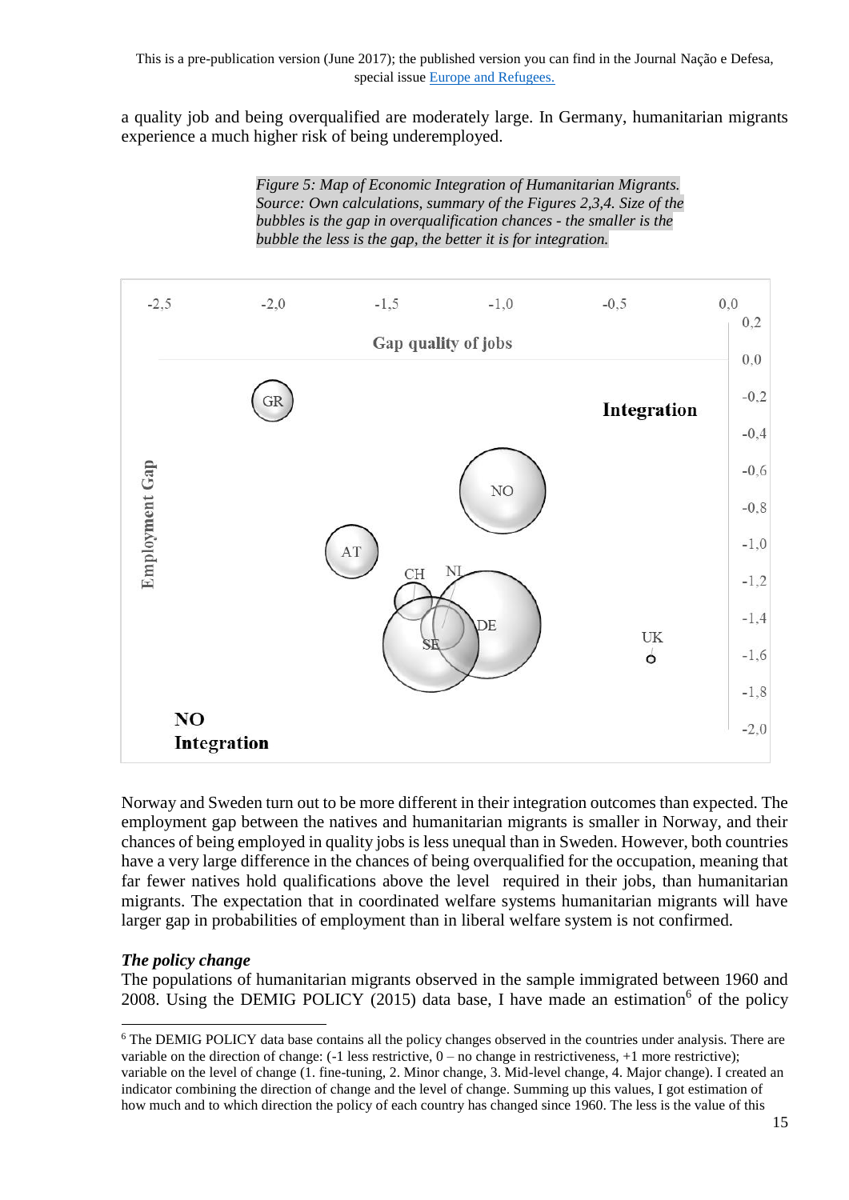a quality job and being overqualified are moderately large. In Germany, humanitarian migrants experience a much higher risk of being underemployed.

*Figure 5: Map of Economic Integration of Humanitarian Migrants. Source: Own calculations, summary of the Figures 2,3,4. Size of the bubbles is the gap in overqualification chances - the smaller is the bubble the less is the gap, the better it is for integration.*

Norway and Sweden turn out to be more different in their integration outcomes than expected. The employment gap between the natives and humanitarian migrants is smaller in Norway, and their chances of being employed in quality jobs is less unequal than in Sweden. However, both countries have a very large difference in the chances of being overqualified for the occupation, meaning that far fewer natives hold qualifications above the level required in their jobs, than humanitarian migrants. The expectation that in coordinated welfare systems humanitarian migrants will have larger gap in probabilities of employment than in liberal welfare system is not confirmed.

***The policy change***

The populations of humanitarian migrants observed in the sample immigrated between 1960 and 2008. Using the DEMIG POLICY (2015) data base, I have made an estimation[6] of the policy

[6] The DEMIG POLICY data base contains all the policy changes observed in the countries under analysis. There are variable on the direction of change: (-1 less restrictive, 0 – no change in restrictiveness, +1 more restrictive); variable on the level of change (1. fine-tuning, 2. Minor change, 3. Mid-level change, 4. Major change). I created an indicator combining the direction of change and the level of change. Summing up this values, I got estimation of how much and to which direction the policy of each country has changed since 1960. The less is the value of this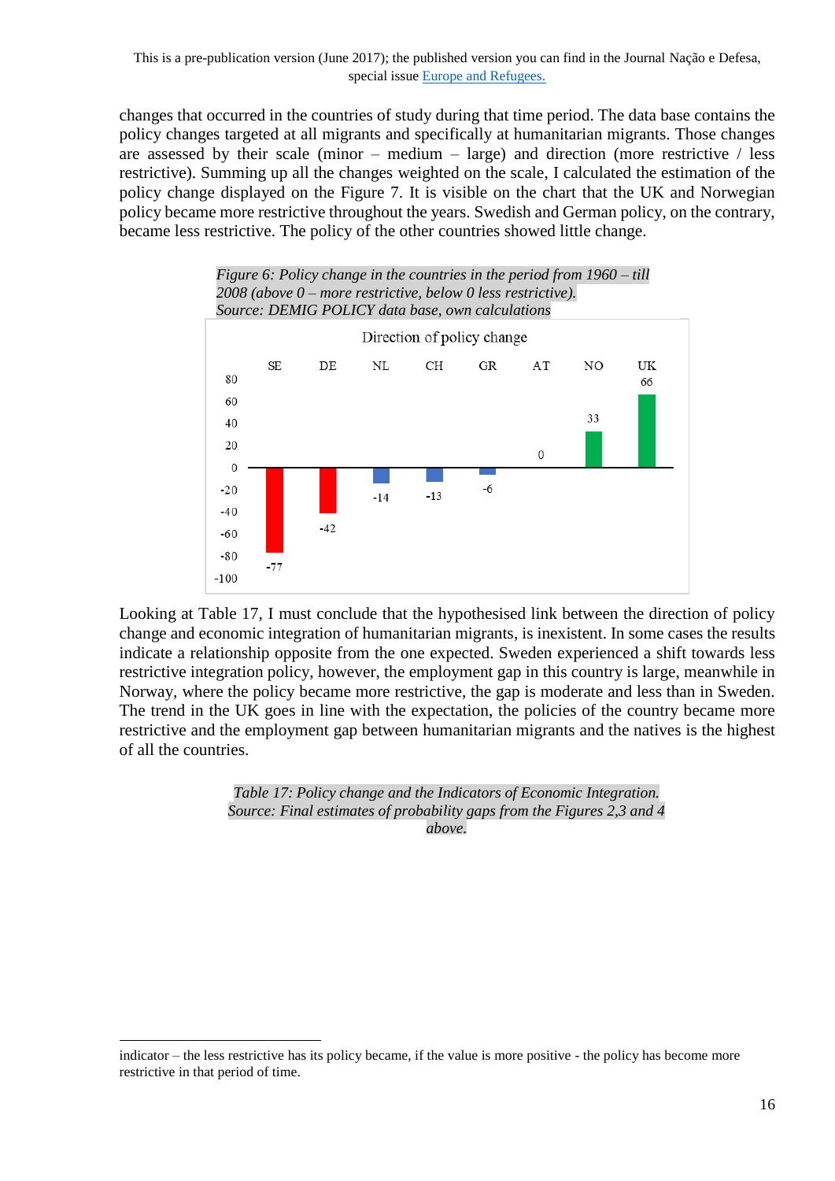changes that occurred in the countries of study during that time period. The data base contains the policy changes targeted at all migrants and specifically at humanitarian migrants. Those changes are assessed by their scale (minor – medium – large) and direction (more restrictive / less restrictive). Summing up all the changes weighted on the scale, I calculated the estimation of the policy change displayed on the Figure 7. It is visible on the chart that the UK and Norwegian policy became more restrictive throughout the years. Swedish and German policy, on the contrary, became less restrictive. The policy of the other countries showed little change.

*Figure 6: Policy change in the countries in the period from 1960 – till 2008 (above 0 – more restrictive, below 0 less restrictive). Source: DEMIG POLICY data base, own calculations*

Direction of policy change

| SE | DE | NL | CH | GR | AT | NO | UK |
|---|---|---|---|---|---|---|---|
| -77 | -42 | -14 | -13 | -6 | 0 | 33 | 66 |

Looking at Table 17, I must conclude that the hypothesised link between the direction of policy change and economic integration of humanitarian migrants, is inexistent. In some cases the results indicate a relationship opposite from the one expected. Sweden experienced a shift towards less restrictive integration policy, however, the employment gap in this country is large, meanwhile in Norway, where the policy became more restrictive, the gap is moderate and less than in Sweden. The trend in the UK goes in line with the expectation, the policies of the country became more restrictive and the employment gap between humanitarian migrants and the natives is the highest of all the countries.

*Table 17: Policy change and the Indicators of Economic Integration. Source: Final estimates of probability gaps from the Figures 2,3 and 4 above.*

---

indicator – the less restrictive has its policy became, if the value is more positive - the policy has become more restrictive in that period of time.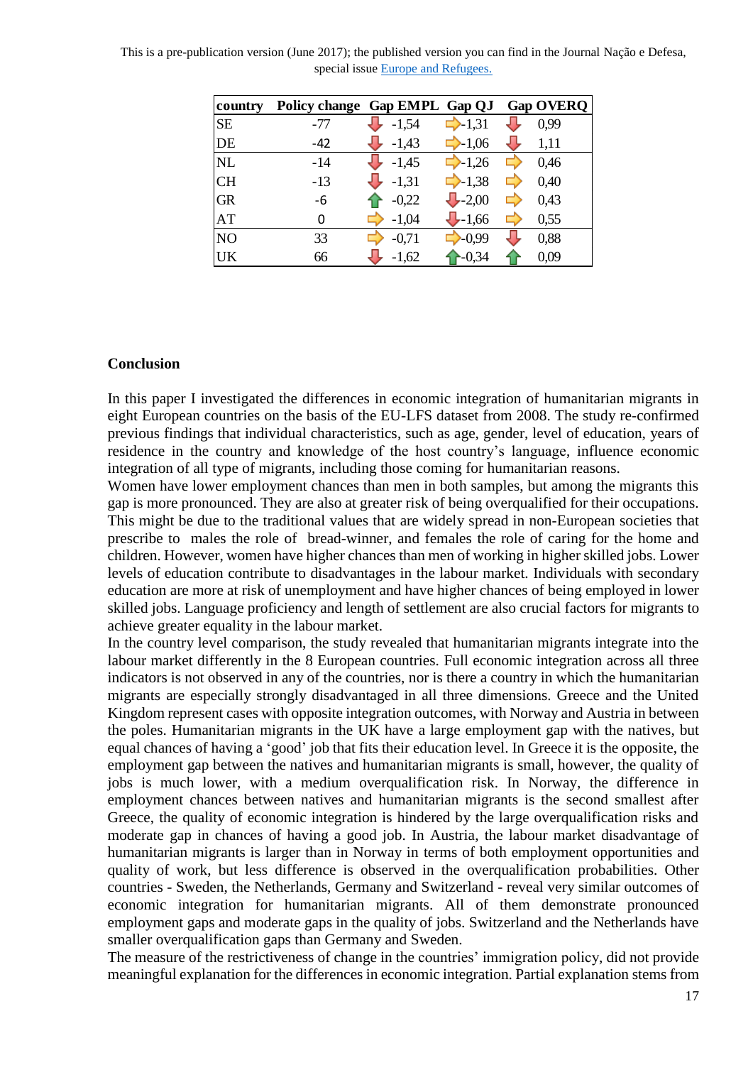| country | Policy change | Gap EMPL | Gap QJ | Gap OVERQ |
|---|---|---|---|---|
| SE | -77 | ↓ -1,54 | → -1,31 | ↓ 0,99 |
| DE | -42 | ↓ -1,43 | → -1,06 | ↓ 1,11 |
| NL | -14 | ↓ -1,45 | → -1,26 | → 0,46 |
| CH | -13 | ↓ -1,31 | → -1,38 | → 0,40 |
| GR | -6 | ↑ -0,22 | ↓ -2,00 | → 0,43 |
| AT | 0 | → -1,04 | ↓ -1,66 | → 0,55 |
| NO | 33 | → -0,71 | → -0,99 | ↓ 0,88 |
| UK | 66 | ↓ -1,62 | ↑ -0,34 | ↑ 0,09 |

**Conclusion**

In this paper I investigated the differences in economic integration of humanitarian migrants in eight European countries on the basis of the EU-LFS dataset from 2008. The study re-confirmed previous findings that individual characteristics, such as age, gender, level of education, years of residence in the country and knowledge of the host country's language, influence economic integration of all type of migrants, including those coming for humanitarian reasons.

Women have lower employment chances than men in both samples, but among the migrants this gap is more pronounced. They are also at greater risk of being overqualified for their occupations. This might be due to the traditional values that are widely spread in non-European societies that prescribe to males the role of bread-winner, and females the role of caring for the home and children. However, women have higher chances than men of working in higher skilled jobs. Lower levels of education contribute to disadvantages in the labour market. Individuals with secondary education are more at risk of unemployment and have higher chances of being employed in lower skilled jobs. Language proficiency and length of settlement are also crucial factors for migrants to achieve greater equality in the labour market.

In the country level comparison, the study revealed that humanitarian migrants integrate into the labour market differently in the 8 European countries. Full economic integration across all three indicators is not observed in any of the countries, nor is there a country in which the humanitarian migrants are especially strongly disadvantaged in all three dimensions. Greece and the United Kingdom represent cases with opposite integration outcomes, with Norway and Austria in between the poles. Humanitarian migrants in the UK have a large employment gap with the natives, but equal chances of having a 'good' job that fits their education level. In Greece it is the opposite, the employment gap between the natives and humanitarian migrants is small, however, the quality of jobs is much lower, with a medium overqualification risk. In Norway, the difference in employment chances between natives and humanitarian migrants is the second smallest after Greece, the quality of economic integration is hindered by the large overqualification risks and moderate gap in chances of having a good job. In Austria, the labour market disadvantage of humanitarian migrants is larger than in Norway in terms of both employment opportunities and quality of work, but less difference is observed in the overqualification probabilities. Other countries - Sweden, the Netherlands, Germany and Switzerland - reveal very similar outcomes of economic integration for humanitarian migrants. All of them demonstrate pronounced employment gaps and moderate gaps in the quality of jobs. Switzerland and the Netherlands have smaller overqualification gaps than Germany and Sweden.

The measure of the restrictiveness of change in the countries' immigration policy, did not provide meaningful explanation for the differences in economic integration. Partial explanation stems from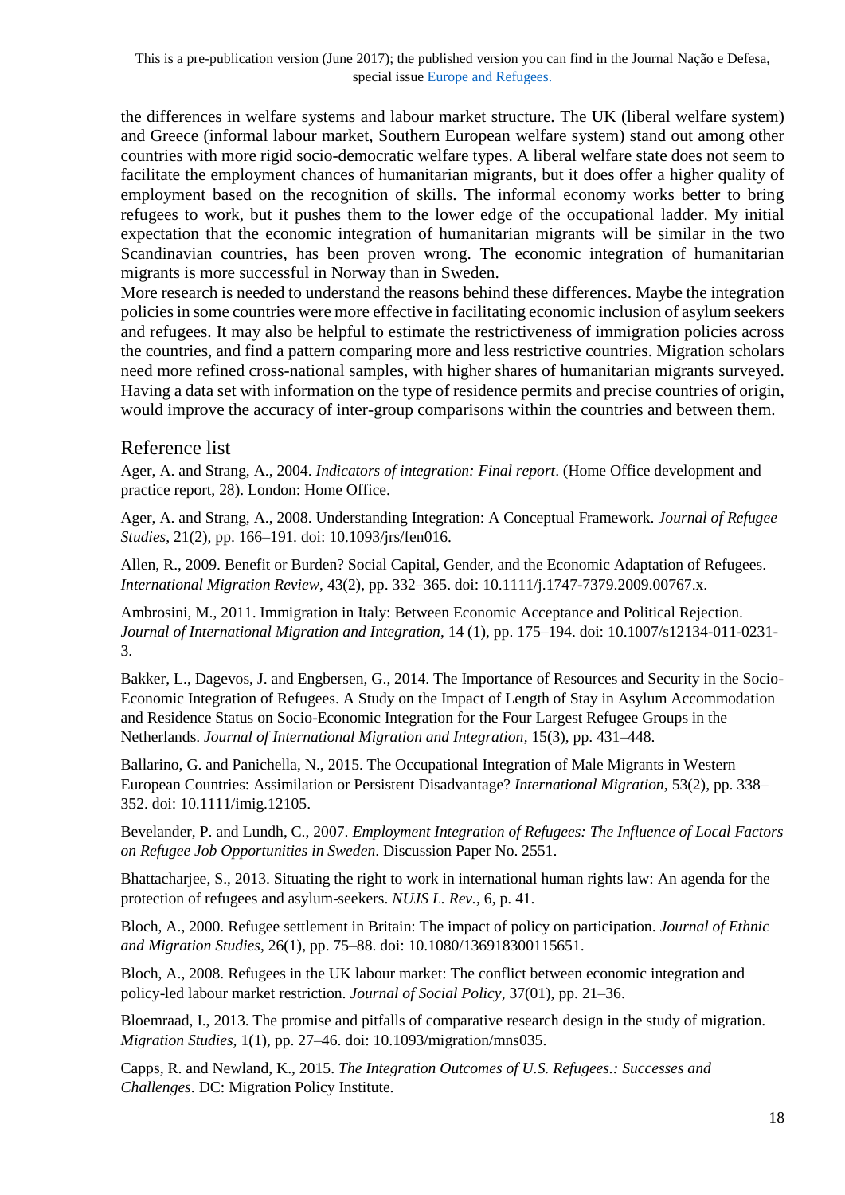the differences in welfare systems and labour market structure. The UK (liberal welfare system) and Greece (informal labour market, Southern European welfare system) stand out among other countries with more rigid socio-democratic welfare types. A liberal welfare state does not seem to facilitate the employment chances of humanitarian migrants, but it does offer a higher quality of employment based on the recognition of skills. The informal economy works better to bring refugees to work, but it pushes them to the lower edge of the occupational ladder. My initial expectation that the economic integration of humanitarian migrants will be similar in the two Scandinavian countries, has been proven wrong. The economic integration of humanitarian migrants is more successful in Norway than in Sweden.

More research is needed to understand the reasons behind these differences. Maybe the integration policies in some countries were more effective in facilitating economic inclusion of asylum seekers and refugees. It may also be helpful to estimate the restrictiveness of immigration policies across the countries, and find a pattern comparing more and less restrictive countries. Migration scholars need more refined cross-national samples, with higher shares of humanitarian migrants surveyed. Having a data set with information on the type of residence permits and precise countries of origin, would improve the accuracy of inter-group comparisons within the countries and between them.

## Reference list

Ager, A. and Strang, A., 2004. *Indicators of integration: Final report*. (Home Office development and practice report, 28). London: Home Office.

Ager, A. and Strang, A., 2008. Understanding Integration: A Conceptual Framework. *Journal of Refugee Studies*, 21(2), pp. 166–191. doi: 10.1093/jrs/fen016.

Allen, R., 2009. Benefit or Burden? Social Capital, Gender, and the Economic Adaptation of Refugees. *International Migration Review*, 43(2), pp. 332–365. doi: 10.1111/j.1747-7379.2009.00767.x.

Ambrosini, M., 2011. Immigration in Italy: Between Economic Acceptance and Political Rejection. *Journal of International Migration and Integration*, 14 (1), pp. 175–194. doi: 10.1007/s12134-011-0231-3.

Bakker, L., Dagevos, J. and Engbersen, G., 2014. The Importance of Resources and Security in the Socio-Economic Integration of Refugees. A Study on the Impact of Length of Stay in Asylum Accommodation and Residence Status on Socio-Economic Integration for the Four Largest Refugee Groups in the Netherlands. *Journal of International Migration and Integration*, 15(3), pp. 431–448.

Ballarino, G. and Panichella, N., 2015. The Occupational Integration of Male Migrants in Western European Countries: Assimilation or Persistent Disadvantage? *International Migration*, 53(2), pp. 338–352. doi: 10.1111/imig.12105.

Bevelander, P. and Lundh, C., 2007. *Employment Integration of Refugees: The Influence of Local Factors on Refugee Job Opportunities in Sweden*. Discussion Paper No. 2551.

Bhattacharjee, S., 2013. Situating the right to work in international human rights law: An agenda for the protection of refugees and asylum-seekers. *NUJS L. Rev.*, 6, p. 41.

Bloch, A., 2000. Refugee settlement in Britain: The impact of policy on participation. *Journal of Ethnic and Migration Studies*, 26(1), pp. 75–88. doi: 10.1080/136918300115651.

Bloch, A., 2008. Refugees in the UK labour market: The conflict between economic integration and policy-led labour market restriction. *Journal of Social Policy*, 37(01), pp. 21–36.

Bloemraad, I., 2013. The promise and pitfalls of comparative research design in the study of migration. *Migration Studies*, 1(1), pp. 27–46. doi: 10.1093/migration/mns035.

Capps, R. and Newland, K., 2015. *The Integration Outcomes of U.S. Refugees.: Successes and Challenges*. DC: Migration Policy Institute.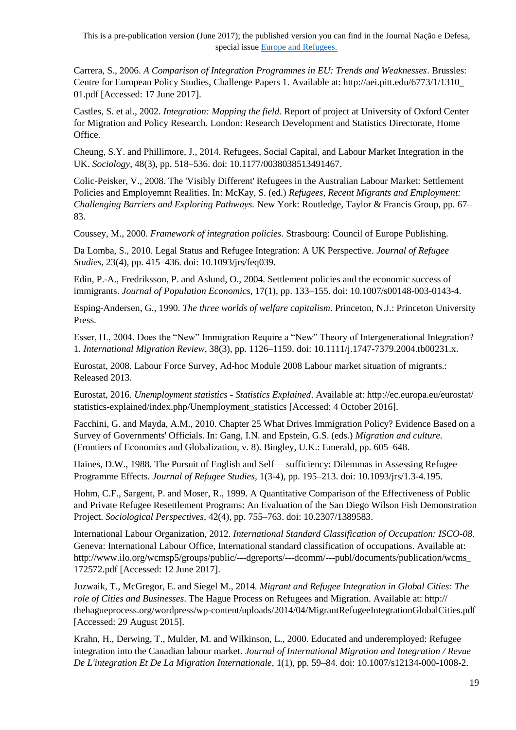Carrera, S., 2006. *A Comparison of Integration Programmes in EU: Trends and Weaknesses*. Brussles: Centre for European Policy Studies, Challenge Papers 1. Available at: http://aei.pitt.edu/6773/1/1310_01.pdf [Accessed: 17 June 2017].

Castles, S. et al., 2002. *Integration: Mapping the field*. Report of project at University of Oxford Center for Migration and Policy Research. London: Research Development and Statistics Directorate, Home Office.

Cheung, S.Y. and Phillimore, J., 2014. Refugees, Social Capital, and Labour Market Integration in the UK. *Sociology*, 48(3), pp. 518–536. doi: 10.1177/0038038513491467.

Colic-Peisker, V., 2008. The 'Visibly Different' Refugees in the Australian Labour Market: Settlement Policies and Employemnt Realities. In: McKay, S. (ed.) *Refugees, Recent Migrants and Employment: Challenging Barriers and Exploring Pathways.* New York: Routledge, Taylor & Francis Group, pp. 67–83.

Coussey, M., 2000. *Framework of integration policies*. Strasbourg: Council of Europe Publishing.

Da Lomba, S., 2010. Legal Status and Refugee Integration: A UK Perspective. *Journal of Refugee Studies*, 23(4), pp. 415–436. doi: 10.1093/jrs/feq039.

Edin, P.-A., Fredriksson, P. and Aslund, O., 2004. Settlement policies and the economic success of immigrants. *Journal of Population Economics*, 17(1), pp. 133–155. doi: 10.1007/s00148-003-0143-4.

Esping-Andersen, G., 1990. *The three worlds of welfare capitalism*. Princeton, N.J.: Princeton University Press.

Esser, H., 2004. Does the "New" Immigration Require a "New" Theory of Intergenerational Integration? 1. *International Migration Review*, 38(3), pp. 1126–1159. doi: 10.1111/j.1747-7379.2004.tb00231.x.

Eurostat, 2008. Labour Force Survey, Ad-hoc Module 2008 Labour market situation of migrants.: Released 2013.

Eurostat, 2016. *Unemployment statistics - Statistics Explained*. Available at: http://ec.europa.eu/eurostat/statistics-explained/index.php/Unemployment_statistics [Accessed: 4 October 2016].

Facchini, G. and Mayda, A.M., 2010. Chapter 25 What Drives Immigration Policy? Evidence Based on a Survey of Governments' Officials. In: Gang, I.N. and Epstein, G.S. (eds.) *Migration and culture.* (Frontiers of Economics and Globalization, v. 8). Bingley, U.K.: Emerald, pp. 605–648.

Haines, D.W., 1988. The Pursuit of English and Self— sufficiency: Dilemmas in Assessing Refugee Programme Effects. *Journal of Refugee Studies*, 1(3-4), pp. 195–213. doi: 10.1093/jrs/1.3-4.195.

Hohm, C.F., Sargent, P. and Moser, R., 1999. A Quantitative Comparison of the Effectiveness of Public and Private Refugee Resettlement Programs: An Evaluation of the San Diego Wilson Fish Demonstration Project. *Sociological Perspectives*, 42(4), pp. 755–763. doi: 10.2307/1389583.

International Labour Organization, 2012. *International Standard Classification of Occupation: ISCO-08*. Geneva: International Labour Office, International standard classification of occupations. Available at: http://www.ilo.org/wcmsp5/groups/public/---dgreports/---dcomm/---publ/documents/publication/wcms_172572.pdf [Accessed: 12 June 2017].

Juzwaik, T., McGregor, E. and Siegel M., 2014. *Migrant and Refugee Integration in Global Cities: The role of Cities and Businesses*. The Hague Process on Refugees and Migration. Available at: http://thehagueprocess.org/wordpress/wp-content/uploads/2014/04/MigrantRefugeeIntegrationGlobalCities.pdf [Accessed: 29 August 2015].

Krahn, H., Derwing, T., Mulder, M. and Wilkinson, L., 2000. Educated and underemployed: Refugee integration into the Canadian labour market. *Journal of International Migration and Integration / Revue De L'integration Et De La Migration Internationale*, 1(1), pp. 59–84. doi: 10.1007/s12134-000-1008-2.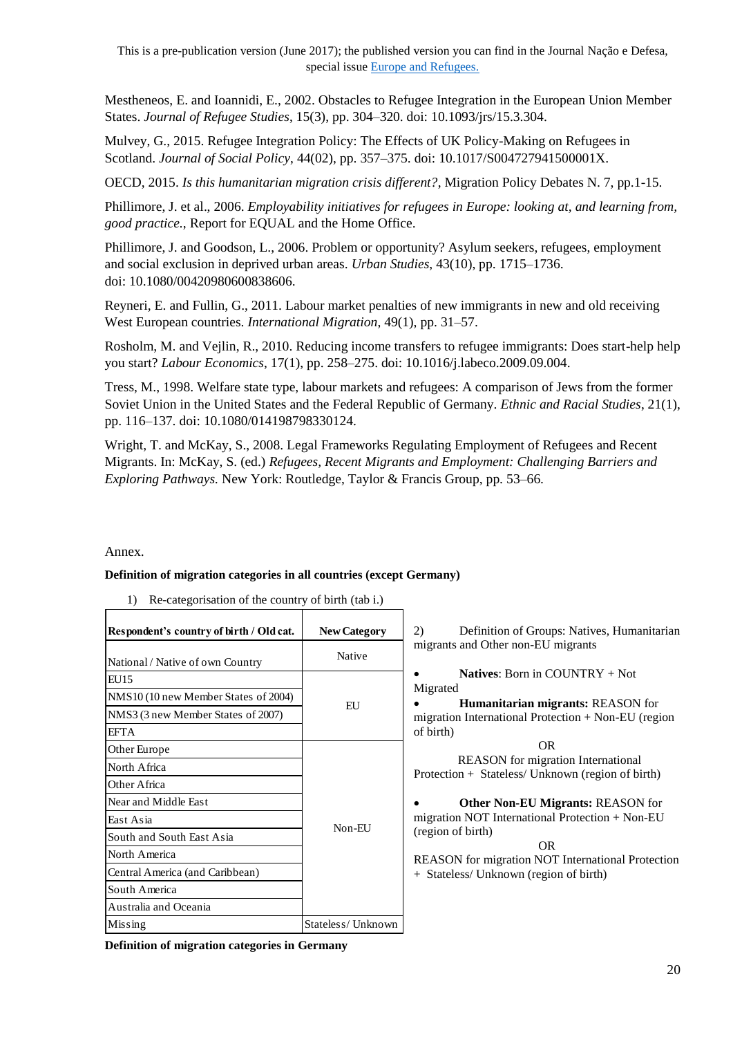This is a pre-publication version (June 2017); the published version you can find in the Journal Nação e Defesa, special issue [Europe and Refugees.]

Mestheneos, E. and Ioannidi, E., 2002. Obstacles to Refugee Integration in the European Union Member States. *Journal of Refugee Studies*, 15(3), pp. 304–320. doi: 10.1093/jrs/15.3.304.

Mulvey, G., 2015. Refugee Integration Policy: The Effects of UK Policy-Making on Refugees in Scotland. *Journal of Social Policy*, 44(02), pp. 357–375. doi: 10.1017/S004727941500001X.

OECD, 2015. *Is this humanitarian migration crisis different?*, Migration Policy Debates N. 7, pp.1-15.

Phillimore, J. et al., 2006. *Employability initiatives for refugees in Europe: looking at, and learning from, good practice.*, Report for EQUAL and the Home Office.

Phillimore, J. and Goodson, L., 2006. Problem or opportunity? Asylum seekers, refugees, employment and social exclusion in deprived urban areas. *Urban Studies*, 43(10), pp. 1715–1736. doi: 10.1080/00420980600838606.

Reyneri, E. and Fullin, G., 2011. Labour market penalties of new immigrants in new and old receiving West European countries. *International Migration*, 49(1), pp. 31–57.

Rosholm, M. and Vejlin, R., 2010. Reducing income transfers to refugee immigrants: Does start-help help you start? *Labour Economics*, 17(1), pp. 258–275. doi: 10.1016/j.labeco.2009.09.004.

Tress, M., 1998. Welfare state type, labour markets and refugees: A comparison of Jews from the former Soviet Union in the United States and the Federal Republic of Germany. *Ethnic and Racial Studies*, 21(1), pp. 116–137. doi: 10.1080/014198798330124.

Wright, T. and McKay, S., 2008. Legal Frameworks Regulating Employment of Refugees and Recent Migrants. In: McKay, S. (ed.) *Refugees, Recent Migrants and Employment: Challenging Barriers and Exploring Pathways.* New York: Routledge, Taylor & Francis Group, pp. 53–66.

Annex.

**Definition of migration categories in all countries (except Germany)**

1) Re-categorisation of the country of birth (tab i.)

| Respondent's country of birth / Old cat. | New Category |
|---|---|
| National / Native of own Country | Native |
| EU15 | EU |
| NMS10 (10 new Member States of 2004) | EU |
| NMS3 (3 new Member States of 2007) | EU |
| EFTA | EU |
| Other Europe | Non-EU |
| North Africa | Non-EU |
| Other Africa | Non-EU |
| Near and Middle East | Non-EU |
| East Asia | Non-EU |
| South and South East Asia | Non-EU |
| North America | Non-EU |
| Central America (and Caribbean) | Non-EU |
| South America | Non-EU |
| Australia and Oceania | Non-EU |
| Missing | Stateless/ Unknown |

2) Definition of Groups: Natives, Humanitarian migrants and Other non-EU migrants

- **Natives**: Born in COUNTRY + Not Migrated
- **Humanitarian migrants:** REASON for migration International Protection + Non-EU (region of birth)

  OR

  REASON for migration International Protection + Stateless/ Unknown (region of birth)
- **Other Non-EU Migrants:** REASON for migration NOT International Protection + Non-EU (region of birth)

  OR

  REASON for migration NOT International Protection + Stateless/ Unknown (region of birth)

**Definition of migration categories in Germany**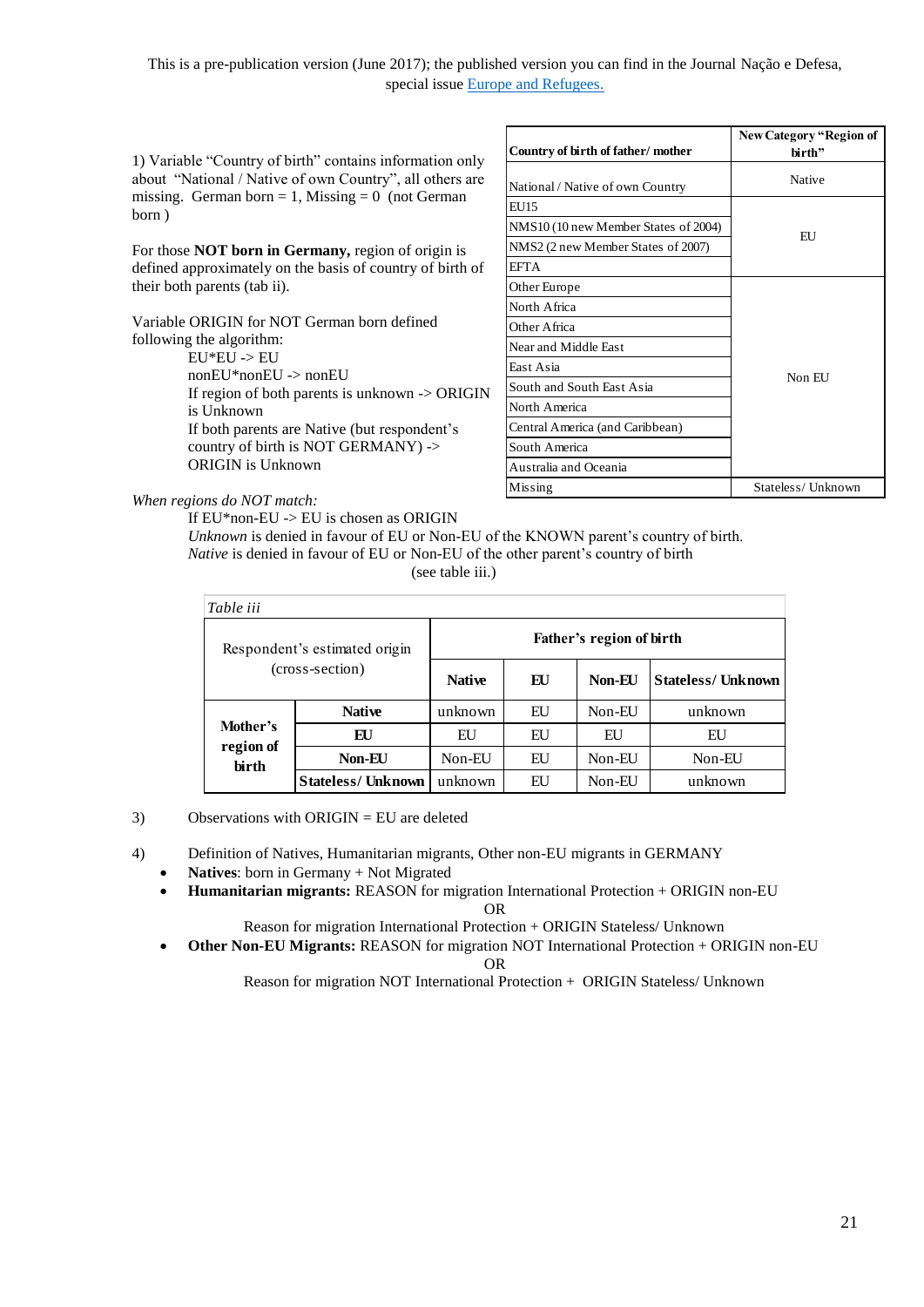This is a pre-publication version (June 2017); the published version you can find in the Journal Nação e Defesa, special issue Europe and Refugees.

1) Variable "Country of birth" contains information only about "National / Native of own Country", all others are missing. German born = 1, Missing = 0 (not German born )

For those **NOT born in Germany,** region of origin is defined approximately on the basis of country of birth of their both parents (tab ii).

| Country of birth of father/ mother | New Category "Region of birth" |
|---|---|
| National / Native of own Country | Native |
| EU15 | EU |
| NMS10 (10 new Member States of 2004) | |
| NMS2 (2 new Member States of 2007) | |
| EFTA | |
| Other Europe | Non EU |
| North Africa | |
| Other Africa | |
| Near and Middle East | |
| East Asia | |
| South and South East Asia | |
| North America | |
| Central America (and Caribbean) | |
| South America | |
| Australia and Oceania | |
| Missing | Stateless/ Unknown |

Variable ORIGIN for NOT German born defined following the algorithm:

EU*EU -> EU
nonEU*nonEU -> nonEU
If region of both parents is unknown -> ORIGIN is Unknown
If both parents are Native (but respondent's country of birth is NOT GERMANY) -> ORIGIN is Unknown

*When regions do NOT match:*

If EU*non-EU -> EU is chosen as ORIGIN
*Unknown* is denied in favour of EU or Non-EU of the KNOWN parent's country of birth.
*Native* is denied in favour of EU or Non-EU of the other parent's country of birth
(see table iii.)

*Table iii*

| Respondent's estimated origin (cross-section) | | Father's region of birth | | | |
|---|---|---|---|---|---|
| | | **Native** | **EU** | **Non-EU** | **Stateless/ Unknown** |
| **Mother's region of birth** | **Native** | unknown | EU | Non-EU | unknown |
| | **EU** | EU | EU | EU | EU |
| | **Non-EU** | Non-EU | EU | Non-EU | Non-EU |
| | **Stateless/ Unknown** | unknown | EU | Non-EU | unknown |

3) Observations with ORIGIN = EU are deleted

4) Definition of Natives, Humanitarian migrants, Other non-EU migrants in GERMANY

- **Natives**: born in Germany + Not Migrated
- **Humanitarian migrants:** REASON for migration International Protection + ORIGIN non-EU
  OR
  Reason for migration International Protection + ORIGIN Stateless/ Unknown
- **Other Non-EU Migrants:** REASON for migration NOT International Protection + ORIGIN non-EU
  OR
  Reason for migration NOT International Protection + ORIGIN Stateless/ Unknown